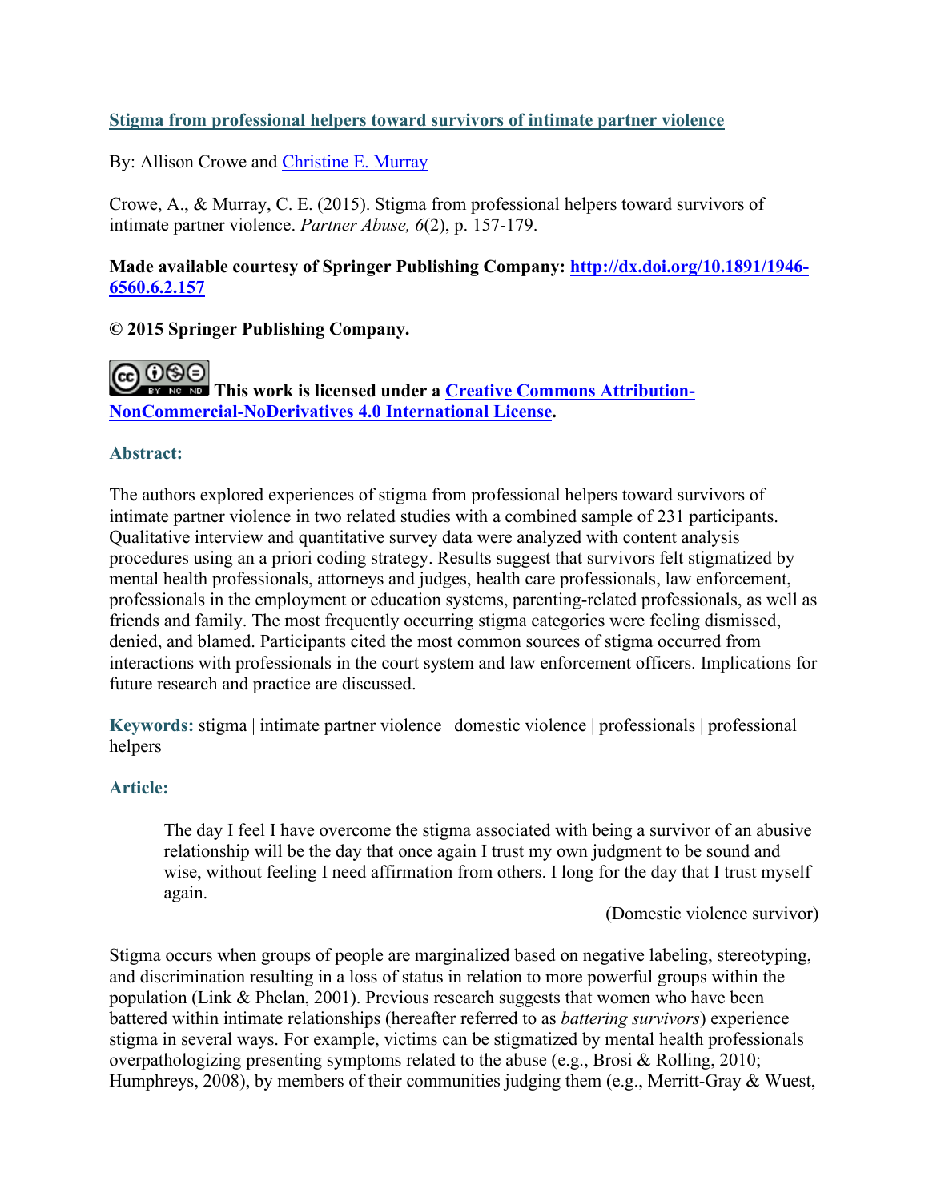**[Stigma from professional helpers toward survivors of intimate partner violence](#)**

By: Allison Crowe and [Christine E. Murray](#)

Crowe, A., & Murray, C. E. (2015). Stigma from professional helpers toward survivors of intimate partner violence. *Partner Abuse, 6*(2), p. 157-179.

**Made available courtesy of Springer Publishing Company: [http://dx.doi.org/10.1891/1946-6560.6.2.157](http://dx.doi.org/10.1891/1946-6560.6.2.157)**

**© 2015 Springer Publishing Company.**

**This work is licensed under a [Creative Commons Attribution-NonCommercial-NoDerivatives 4.0 International License](#).**

## Abstract:

The authors explored experiences of stigma from professional helpers toward survivors of intimate partner violence in two related studies with a combined sample of 231 participants. Qualitative interview and quantitative survey data were analyzed with content analysis procedures using an a priori coding strategy. Results suggest that survivors felt stigmatized by mental health professionals, attorneys and judges, health care professionals, law enforcement, professionals in the employment or education systems, parenting-related professionals, as well as friends and family. The most frequently occurring stigma categories were feeling dismissed, denied, and blamed. Participants cited the most common sources of stigma occurred from interactions with professionals in the court system and law enforcement officers. Implications for future research and practice are discussed.

**Keywords:** stigma | intimate partner violence | domestic violence | professionals | professional helpers

## Article:

> The day I feel I have overcome the stigma associated with being a survivor of an abusive relationship will be the day that once again I trust my own judgment to be sound and wise, without feeling I need affirmation from others. I long for the day that I trust myself again.
>
> (Domestic violence survivor)

Stigma occurs when groups of people are marginalized based on negative labeling, stereotyping, and discrimination resulting in a loss of status in relation to more powerful groups within the population (Link & Phelan, 2001). Previous research suggests that women who have been battered within intimate relationships (hereafter referred to as *battering survivors*) experience stigma in several ways. For example, victims can be stigmatized by mental health professionals overpathologizing presenting symptoms related to the abuse (e.g., Brosi & Rolling, 2010; Humphreys, 2008), by members of their communities judging them (e.g., Merritt-Gray & Wuest,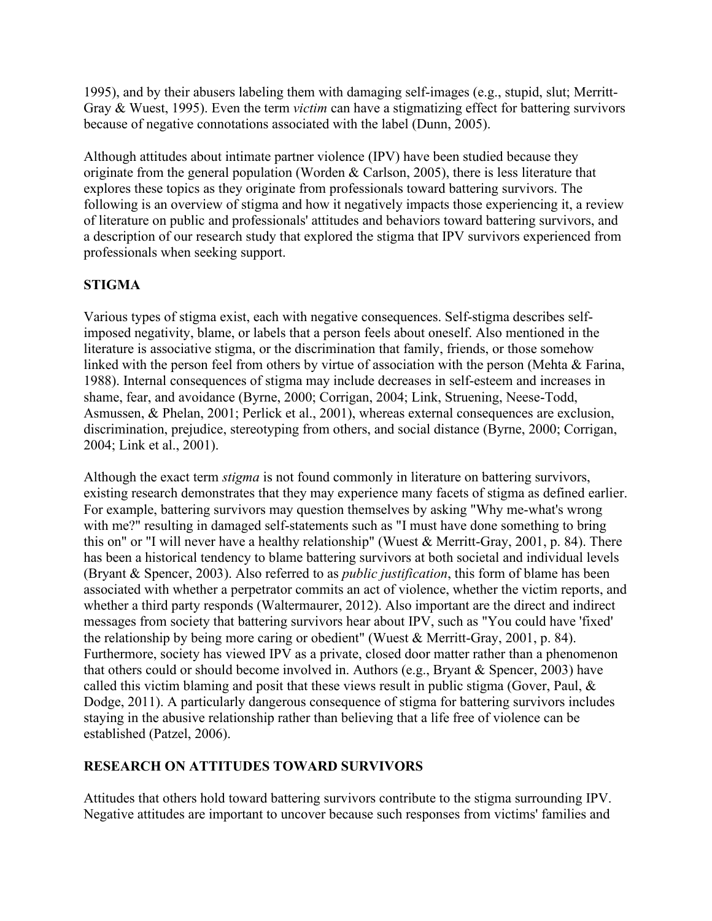1995), and by their abusers labeling them with damaging self-images (e.g., stupid, slut; Merritt-Gray & Wuest, 1995). Even the term *victim* can have a stigmatizing effect for battering survivors because of negative connotations associated with the label (Dunn, 2005).

Although attitudes about intimate partner violence (IPV) have been studied because they originate from the general population (Worden & Carlson, 2005), there is less literature that explores these topics as they originate from professionals toward battering survivors. The following is an overview of stigma and how it negatively impacts those experiencing it, a review of literature on public and professionals' attitudes and behaviors toward battering survivors, and a description of our research study that explored the stigma that IPV survivors experienced from professionals when seeking support.

## STIGMA

Various types of stigma exist, each with negative consequences. Self-stigma describes self-imposed negativity, blame, or labels that a person feels about oneself. Also mentioned in the literature is associative stigma, or the discrimination that family, friends, or those somehow linked with the person feel from others by virtue of association with the person (Mehta & Farina, 1988). Internal consequences of stigma may include decreases in self-esteem and increases in shame, fear, and avoidance (Byrne, 2000; Corrigan, 2004; Link, Struening, Neese-Todd, Asmussen, & Phelan, 2001; Perlick et al., 2001), whereas external consequences are exclusion, discrimination, prejudice, stereotyping from others, and social distance (Byrne, 2000; Corrigan, 2004; Link et al., 2001).

Although the exact term *stigma* is not found commonly in literature on battering survivors, existing research demonstrates that they may experience many facets of stigma as defined earlier. For example, battering survivors may question themselves by asking "Why me-what's wrong with me?" resulting in damaged self-statements such as "I must have done something to bring this on" or "I will never have a healthy relationship" (Wuest & Merritt-Gray, 2001, p. 84). There has been a historical tendency to blame battering survivors at both societal and individual levels (Bryant & Spencer, 2003). Also referred to as *public justification*, this form of blame has been associated with whether a perpetrator commits an act of violence, whether the victim reports, and whether a third party responds (Waltermaurer, 2012). Also important are the direct and indirect messages from society that battering survivors hear about IPV, such as "You could have 'fixed' the relationship by being more caring or obedient" (Wuest & Merritt-Gray, 2001, p. 84). Furthermore, society has viewed IPV as a private, closed door matter rather than a phenomenon that others could or should become involved in. Authors (e.g., Bryant & Spencer, 2003) have called this victim blaming and posit that these views result in public stigma (Gover, Paul, & Dodge, 2011). A particularly dangerous consequence of stigma for battering survivors includes staying in the abusive relationship rather than believing that a life free of violence can be established (Patzel, 2006).

## RESEARCH ON ATTITUDES TOWARD SURVIVORS

Attitudes that others hold toward battering survivors contribute to the stigma surrounding IPV. Negative attitudes are important to uncover because such responses from victims' families and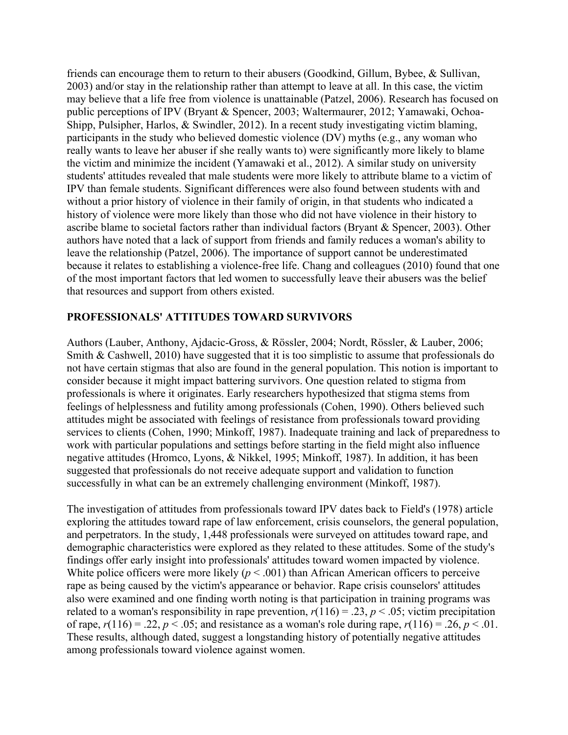friends can encourage them to return to their abusers (Goodkind, Gillum, Bybee, & Sullivan, 2003) and/or stay in the relationship rather than attempt to leave at all. In this case, the victim may believe that a life free from violence is unattainable (Patzel, 2006). Research has focused on public perceptions of IPV (Bryant & Spencer, 2003; Waltermaurer, 2012; Yamawaki, Ochoa-Shipp, Pulsipher, Harlos, & Swindler, 2012). In a recent study investigating victim blaming, participants in the study who believed domestic violence (DV) myths (e.g., any woman who really wants to leave her abuser if she really wants to) were significantly more likely to blame the victim and minimize the incident (Yamawaki et al., 2012). A similar study on university students' attitudes revealed that male students were more likely to attribute blame to a victim of IPV than female students. Significant differences were also found between students with and without a prior history of violence in their family of origin, in that students who indicated a history of violence were more likely than those who did not have violence in their history to ascribe blame to societal factors rather than individual factors (Bryant & Spencer, 2003). Other authors have noted that a lack of support from friends and family reduces a woman's ability to leave the relationship (Patzel, 2006). The importance of support cannot be underestimated because it relates to establishing a violence-free life. Chang and colleagues (2010) found that one of the most important factors that led women to successfully leave their abusers was the belief that resources and support from others existed.

## PROFESSIONALS' ATTITUDES TOWARD SURVIVORS

Authors (Lauber, Anthony, Ajdacic-Gross, & Rössler, 2004; Nordt, Rössler, & Lauber, 2006; Smith & Cashwell, 2010) have suggested that it is too simplistic to assume that professionals do not have certain stigmas that also are found in the general population. This notion is important to consider because it might impact battering survivors. One question related to stigma from professionals is where it originates. Early researchers hypothesized that stigma stems from feelings of helplessness and futility among professionals (Cohen, 1990). Others believed such attitudes might be associated with feelings of resistance from professionals toward providing services to clients (Cohen, 1990; Minkoff, 1987). Inadequate training and lack of preparedness to work with particular populations and settings before starting in the field might also influence negative attitudes (Hromco, Lyons, & Nikkel, 1995; Minkoff, 1987). In addition, it has been suggested that professionals do not receive adequate support and validation to function successfully in what can be an extremely challenging environment (Minkoff, 1987).

The investigation of attitudes from professionals toward IPV dates back to Field's (1978) article exploring the attitudes toward rape of law enforcement, crisis counselors, the general population, and perpetrators. In the study, 1,448 professionals were surveyed on attitudes toward rape, and demographic characteristics were explored as they related to these attitudes. Some of the study's findings offer early insight into professionals' attitudes toward women impacted by violence. White police officers were more likely ($p < .001$) than African American officers to perceive rape as being caused by the victim's appearance or behavior. Rape crisis counselors' attitudes also were examined and one finding worth noting is that participation in training programs was related to a woman's responsibility in rape prevention, $r(116) = .23$, $p < .05$; victim precipitation of rape, $r(116) = .22$, $p < .05$; and resistance as a woman's role during rape, $r(116) = .26$, $p < .01$. These results, although dated, suggest a longstanding history of potentially negative attitudes among professionals toward violence against women.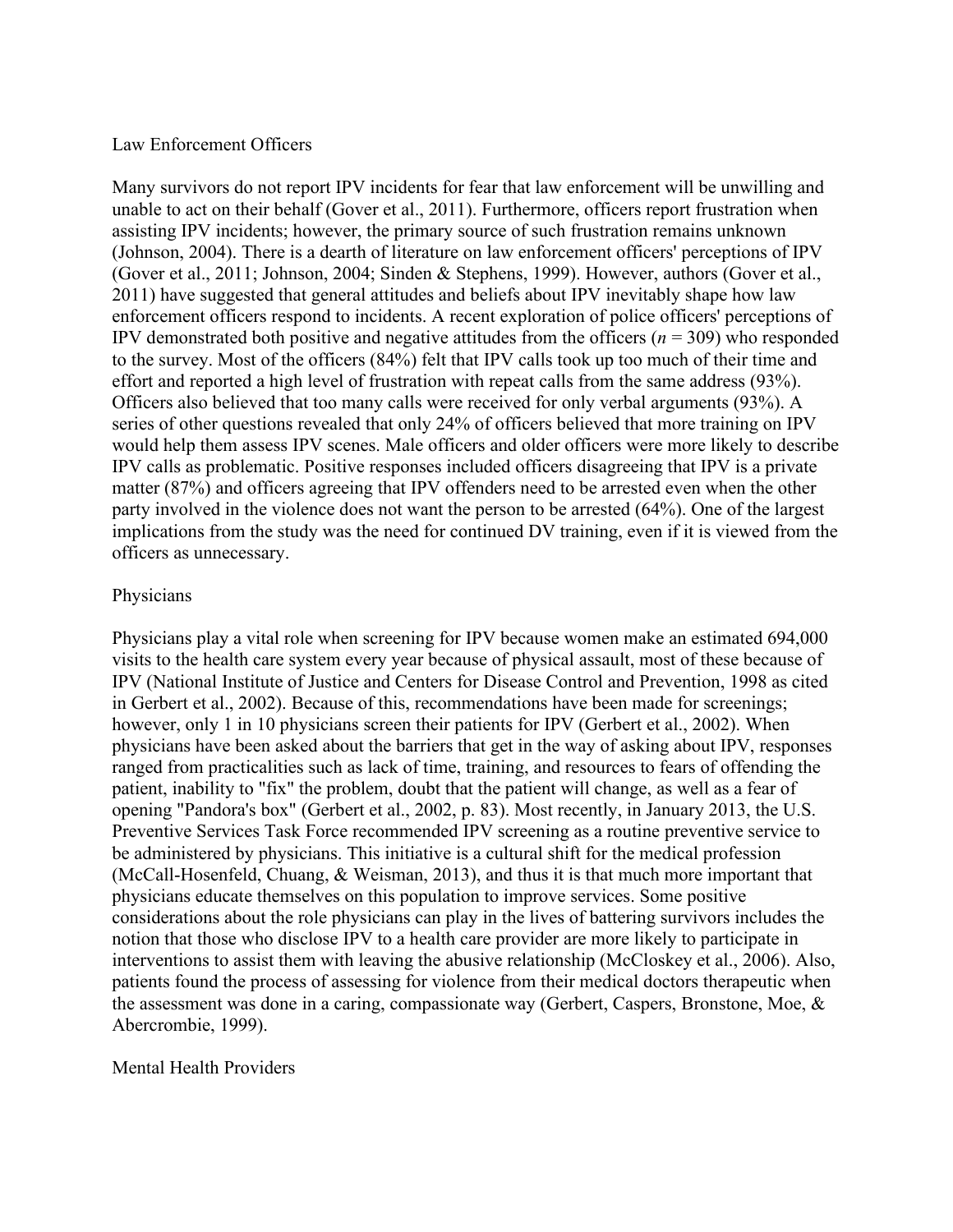## Law Enforcement Officers

Many survivors do not report IPV incidents for fear that law enforcement will be unwilling and unable to act on their behalf (Gover et al., 2011). Furthermore, officers report frustration when assisting IPV incidents; however, the primary source of such frustration remains unknown (Johnson, 2004). There is a dearth of literature on law enforcement officers' perceptions of IPV (Gover et al., 2011; Johnson, 2004; Sinden & Stephens, 1999). However, authors (Gover et al., 2011) have suggested that general attitudes and beliefs about IPV inevitably shape how law enforcement officers respond to incidents. A recent exploration of police officers' perceptions of IPV demonstrated both positive and negative attitudes from the officers ($n$ = 309) who responded to the survey. Most of the officers (84%) felt that IPV calls took up too much of their time and effort and reported a high level of frustration with repeat calls from the same address (93%). Officers also believed that too many calls were received for only verbal arguments (93%). A series of other questions revealed that only 24% of officers believed that more training on IPV would help them assess IPV scenes. Male officers and older officers were more likely to describe IPV calls as problematic. Positive responses included officers disagreeing that IPV is a private matter (87%) and officers agreeing that IPV offenders need to be arrested even when the other party involved in the violence does not want the person to be arrested (64%). One of the largest implications from the study was the need for continued DV training, even if it is viewed from the officers as unnecessary.

## Physicians

Physicians play a vital role when screening for IPV because women make an estimated 694,000 visits to the health care system every year because of physical assault, most of these because of IPV (National Institute of Justice and Centers for Disease Control and Prevention, 1998 as cited in Gerbert et al., 2002). Because of this, recommendations have been made for screenings; however, only 1 in 10 physicians screen their patients for IPV (Gerbert et al., 2002). When physicians have been asked about the barriers that get in the way of asking about IPV, responses ranged from practicalities such as lack of time, training, and resources to fears of offending the patient, inability to "fix" the problem, doubt that the patient will change, as well as a fear of opening "Pandora's box" (Gerbert et al., 2002, p. 83). Most recently, in January 2013, the U.S. Preventive Services Task Force recommended IPV screening as a routine preventive service to be administered by physicians. This initiative is a cultural shift for the medical profession (McCall-Hosenfeld, Chuang, & Weisman, 2013), and thus it is that much more important that physicians educate themselves on this population to improve services. Some positive considerations about the role physicians can play in the lives of battering survivors includes the notion that those who disclose IPV to a health care provider are more likely to participate in interventions to assist them with leaving the abusive relationship (McCloskey et al., 2006). Also, patients found the process of assessing for violence from their medical doctors therapeutic when the assessment was done in a caring, compassionate way (Gerbert, Caspers, Bronstone, Moe, & Abercrombie, 1999).

## Mental Health Providers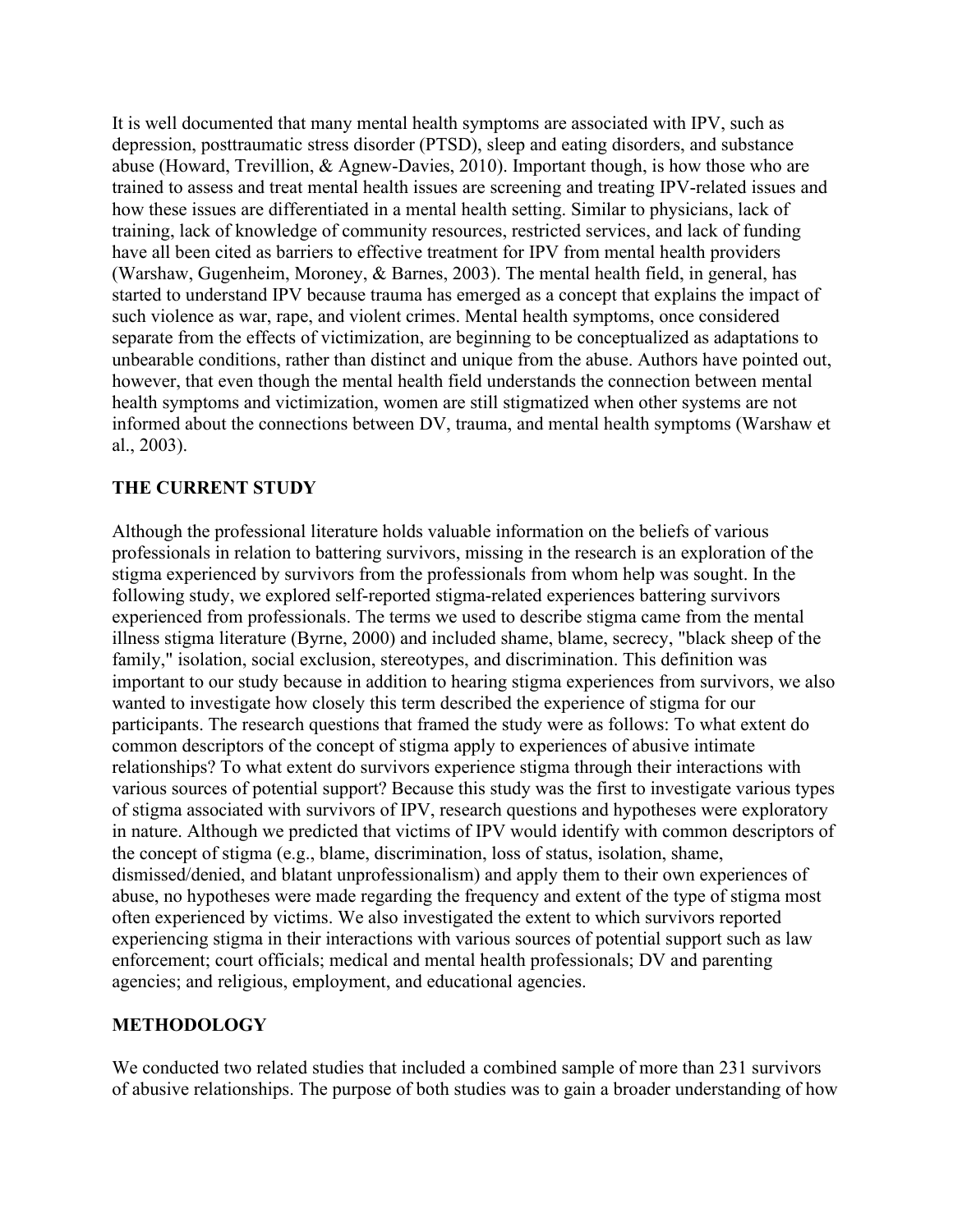It is well documented that many mental health symptoms are associated with IPV, such as depression, posttraumatic stress disorder (PTSD), sleep and eating disorders, and substance abuse (Howard, Trevillion, & Agnew-Davies, 2010). Important though, is how those who are trained to assess and treat mental health issues are screening and treating IPV-related issues and how these issues are differentiated in a mental health setting. Similar to physicians, lack of training, lack of knowledge of community resources, restricted services, and lack of funding have all been cited as barriers to effective treatment for IPV from mental health providers (Warshaw, Gugenheim, Moroney, & Barnes, 2003). The mental health field, in general, has started to understand IPV because trauma has emerged as a concept that explains the impact of such violence as war, rape, and violent crimes. Mental health symptoms, once considered separate from the effects of victimization, are beginning to be conceptualized as adaptations to unbearable conditions, rather than distinct and unique from the abuse. Authors have pointed out, however, that even though the mental health field understands the connection between mental health symptoms and victimization, women are still stigmatized when other systems are not informed about the connections between DV, trauma, and mental health symptoms (Warshaw et al., 2003).

## THE CURRENT STUDY

Although the professional literature holds valuable information on the beliefs of various professionals in relation to battering survivors, missing in the research is an exploration of the stigma experienced by survivors from the professionals from whom help was sought. In the following study, we explored self-reported stigma-related experiences battering survivors experienced from professionals. The terms we used to describe stigma came from the mental illness stigma literature (Byrne, 2000) and included shame, blame, secrecy, "black sheep of the family," isolation, social exclusion, stereotypes, and discrimination. This definition was important to our study because in addition to hearing stigma experiences from survivors, we also wanted to investigate how closely this term described the experience of stigma for our participants. The research questions that framed the study were as follows: To what extent do common descriptors of the concept of stigma apply to experiences of abusive intimate relationships? To what extent do survivors experience stigma through their interactions with various sources of potential support? Because this study was the first to investigate various types of stigma associated with survivors of IPV, research questions and hypotheses were exploratory in nature. Although we predicted that victims of IPV would identify with common descriptors of the concept of stigma (e.g., blame, discrimination, loss of status, isolation, shame, dismissed/denied, and blatant unprofessionalism) and apply them to their own experiences of abuse, no hypotheses were made regarding the frequency and extent of the type of stigma most often experienced by victims. We also investigated the extent to which survivors reported experiencing stigma in their interactions with various sources of potential support such as law enforcement; court officials; medical and mental health professionals; DV and parenting agencies; and religious, employment, and educational agencies.

## METHODOLOGY

We conducted two related studies that included a combined sample of more than 231 survivors of abusive relationships. The purpose of both studies was to gain a broader understanding of how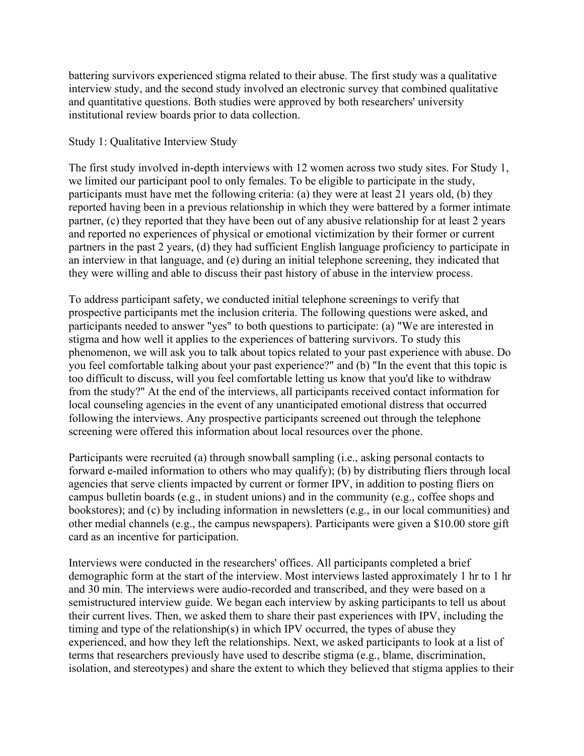battering survivors experienced stigma related to their abuse. The first study was a qualitative interview study, and the second study involved an electronic survey that combined qualitative and quantitative questions. Both studies were approved by both researchers' university institutional review boards prior to data collection.

## Study 1: Qualitative Interview Study

The first study involved in-depth interviews with 12 women across two study sites. For Study 1, we limited our participant pool to only females. To be eligible to participate in the study, participants must have met the following criteria: (a) they were at least 21 years old, (b) they reported having been in a previous relationship in which they were battered by a former intimate partner, (c) they reported that they have been out of any abusive relationship for at least 2 years and reported no experiences of physical or emotional victimization by their former or current partners in the past 2 years, (d) they had sufficient English language proficiency to participate in an interview in that language, and (e) during an initial telephone screening, they indicated that they were willing and able to discuss their past history of abuse in the interview process.

To address participant safety, we conducted initial telephone screenings to verify that prospective participants met the inclusion criteria. The following questions were asked, and participants needed to answer "yes" to both questions to participate: (a) "We are interested in stigma and how well it applies to the experiences of battering survivors. To study this phenomenon, we will ask you to talk about topics related to your past experience with abuse. Do you feel comfortable talking about your past experience?" and (b) "In the event that this topic is too difficult to discuss, will you feel comfortable letting us know that you'd like to withdraw from the study?" At the end of the interviews, all participants received contact information for local counseling agencies in the event of any unanticipated emotional distress that occurred following the interviews. Any prospective participants screened out through the telephone screening were offered this information about local resources over the phone.

Participants were recruited (a) through snowball sampling (i.e., asking personal contacts to forward e-mailed information to others who may qualify); (b) by distributing fliers through local agencies that serve clients impacted by current or former IPV, in addition to posting fliers on campus bulletin boards (e.g., in student unions) and in the community (e.g., coffee shops and bookstores); and (c) by including information in newsletters (e.g., in our local communities) and other medial channels (e.g., the campus newspapers). Participants were given a $10.00 store gift card as an incentive for participation.

Interviews were conducted in the researchers' offices. All participants completed a brief demographic form at the start of the interview. Most interviews lasted approximately 1 hr to 1 hr and 30 min. The interviews were audio-recorded and transcribed, and they were based on a semistructured interview guide. We began each interview by asking participants to tell us about their current lives. Then, we asked them to share their past experiences with IPV, including the timing and type of the relationship(s) in which IPV occurred, the types of abuse they experienced, and how they left the relationships. Next, we asked participants to look at a list of terms that researchers previously have used to describe stigma (e.g., blame, discrimination, isolation, and stereotypes) and share the extent to which they believed that stigma applies to their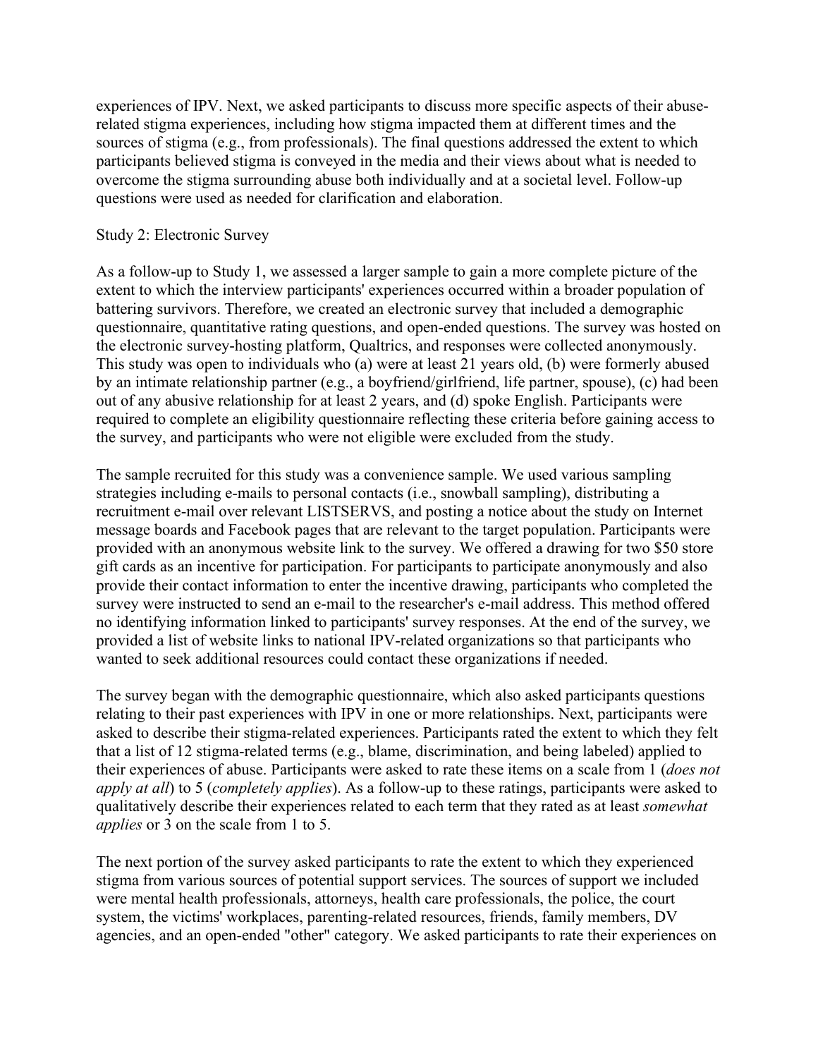experiences of IPV. Next, we asked participants to discuss more specific aspects of their abuse-related stigma experiences, including how stigma impacted them at different times and the sources of stigma (e.g., from professionals). The final questions addressed the extent to which participants believed stigma is conveyed in the media and their views about what is needed to overcome the stigma surrounding abuse both individually and at a societal level. Follow-up questions were used as needed for clarification and elaboration.

## Study 2: Electronic Survey

As a follow-up to Study 1, we assessed a larger sample to gain a more complete picture of the extent to which the interview participants' experiences occurred within a broader population of battering survivors. Therefore, we created an electronic survey that included a demographic questionnaire, quantitative rating questions, and open-ended questions. The survey was hosted on the electronic survey-hosting platform, Qualtrics, and responses were collected anonymously. This study was open to individuals who (a) were at least 21 years old, (b) were formerly abused by an intimate relationship partner (e.g., a boyfriend/girlfriend, life partner, spouse), (c) had been out of any abusive relationship for at least 2 years, and (d) spoke English. Participants were required to complete an eligibility questionnaire reflecting these criteria before gaining access to the survey, and participants who were not eligible were excluded from the study.

The sample recruited for this study was a convenience sample. We used various sampling strategies including e-mails to personal contacts (i.e., snowball sampling), distributing a recruitment e-mail over relevant LISTSERVS, and posting a notice about the study on Internet message boards and Facebook pages that are relevant to the target population. Participants were provided with an anonymous website link to the survey. We offered a drawing for two $50 store gift cards as an incentive for participation. For participants to participate anonymously and also provide their contact information to enter the incentive drawing, participants who completed the survey were instructed to send an e-mail to the researcher's e-mail address. This method offered no identifying information linked to participants' survey responses. At the end of the survey, we provided a list of website links to national IPV-related organizations so that participants who wanted to seek additional resources could contact these organizations if needed.

The survey began with the demographic questionnaire, which also asked participants questions relating to their past experiences with IPV in one or more relationships. Next, participants were asked to describe their stigma-related experiences. Participants rated the extent to which they felt that a list of 12 stigma-related terms (e.g., blame, discrimination, and being labeled) applied to their experiences of abuse. Participants were asked to rate these items on a scale from 1 (*does not apply at all*) to 5 (*completely applies*). As a follow-up to these ratings, participants were asked to qualitatively describe their experiences related to each term that they rated as at least *somewhat applies* or 3 on the scale from 1 to 5.

The next portion of the survey asked participants to rate the extent to which they experienced stigma from various sources of potential support services. The sources of support we included were mental health professionals, attorneys, health care professionals, the police, the court system, the victims' workplaces, parenting-related resources, friends, family members, DV agencies, and an open-ended "other" category. We asked participants to rate their experiences on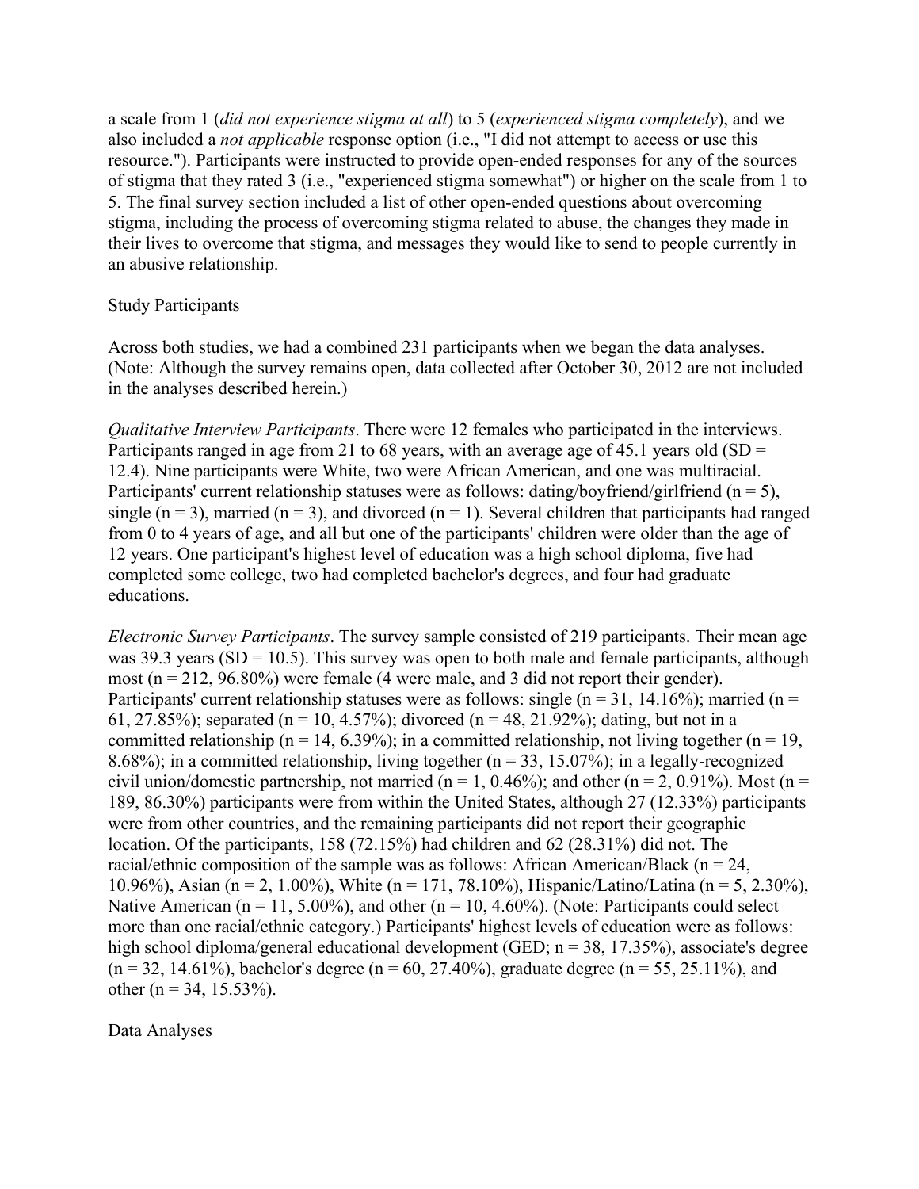a scale from 1 (*did not experience stigma at all*) to 5 (*experienced stigma completely*), and we also included a *not applicable* response option (i.e., "I did not attempt to access or use this resource."). Participants were instructed to provide open-ended responses for any of the sources of stigma that they rated 3 (i.e., "experienced stigma somewhat") or higher on the scale from 1 to 5. The final survey section included a list of other open-ended questions about overcoming stigma, including the process of overcoming stigma related to abuse, the changes they made in their lives to overcome that stigma, and messages they would like to send to people currently in an abusive relationship.

## Study Participants

Across both studies, we had a combined 231 participants when we began the data analyses. (Note: Although the survey remains open, data collected after October 30, 2012 are not included in the analyses described herein.)

*Qualitative Interview Participants*. There were 12 females who participated in the interviews. Participants ranged in age from 21 to 68 years, with an average age of 45.1 years old (SD = 12.4). Nine participants were White, two were African American, and one was multiracial. Participants' current relationship statuses were as follows: dating/boyfriend/girlfriend (n = 5), single (n = 3), married (n = 3), and divorced (n = 1). Several children that participants had ranged from 0 to 4 years of age, and all but one of the participants' children were older than the age of 12 years. One participant's highest level of education was a high school diploma, five had completed some college, two had completed bachelor's degrees, and four had graduate educations.

*Electronic Survey Participants*. The survey sample consisted of 219 participants. Their mean age was 39.3 years (SD = 10.5). This survey was open to both male and female participants, although most (n = 212, 96.80%) were female (4 were male, and 3 did not report their gender). Participants' current relationship statuses were as follows: single (n = 31, 14.16%); married (n = 61, 27.85%); separated (n = 10, 4.57%); divorced (n = 48, 21.92%); dating, but not in a committed relationship (n = 14, 6.39%); in a committed relationship, not living together (n = 19, 8.68%); in a committed relationship, living together (n = 33, 15.07%); in a legally-recognized civil union/domestic partnership, not married (n = 1, 0.46%); and other (n = 2, 0.91%). Most (n = 189, 86.30%) participants were from within the United States, although 27 (12.33%) participants were from other countries, and the remaining participants did not report their geographic location. Of the participants, 158 (72.15%) had children and 62 (28.31%) did not. The racial/ethnic composition of the sample was as follows: African American/Black (n = 24, 10.96%), Asian (n = 2, 1.00%), White (n = 171, 78.10%), Hispanic/Latino/Latina (n = 5, 2.30%), Native American (n = 11, 5.00%), and other (n = 10, 4.60%). (Note: Participants could select more than one racial/ethnic category.) Participants' highest levels of education were as follows: high school diploma/general educational development (GED; n = 38, 17.35%), associate's degree (n = 32, 14.61%), bachelor's degree (n = 60, 27.40%), graduate degree (n = 55, 25.11%), and other (n = 34, 15.53%).

## Data Analyses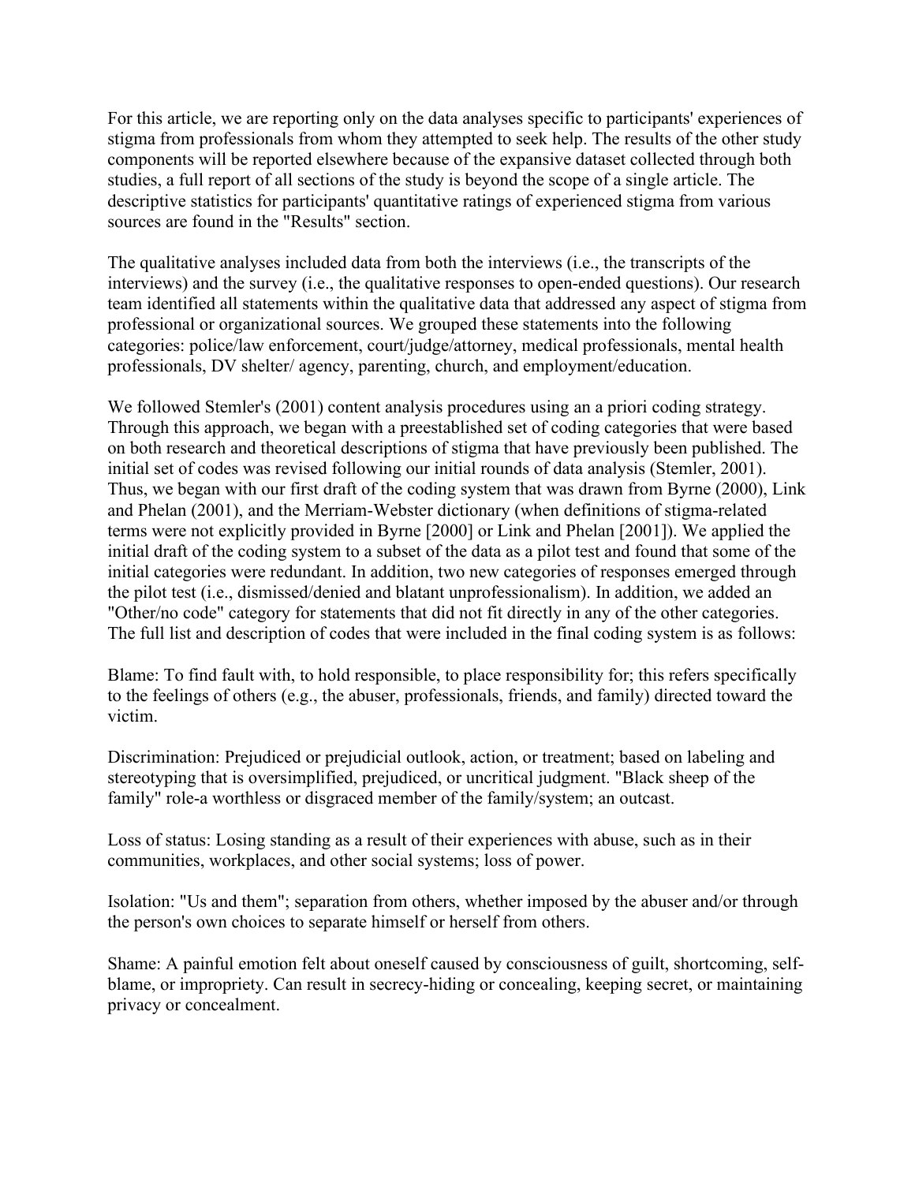For this article, we are reporting only on the data analyses specific to participants' experiences of stigma from professionals from whom they attempted to seek help. The results of the other study components will be reported elsewhere because of the expansive dataset collected through both studies, a full report of all sections of the study is beyond the scope of a single article. The descriptive statistics for participants' quantitative ratings of experienced stigma from various sources are found in the "Results" section.

The qualitative analyses included data from both the interviews (i.e., the transcripts of the interviews) and the survey (i.e., the qualitative responses to open-ended questions). Our research team identified all statements within the qualitative data that addressed any aspect of stigma from professional or organizational sources. We grouped these statements into the following categories: police/law enforcement, court/judge/attorney, medical professionals, mental health professionals, DV shelter/ agency, parenting, church, and employment/education.

We followed Stemler's (2001) content analysis procedures using an a priori coding strategy. Through this approach, we began with a preestablished set of coding categories that were based on both research and theoretical descriptions of stigma that have previously been published. The initial set of codes was revised following our initial rounds of data analysis (Stemler, 2001). Thus, we began with our first draft of the coding system that was drawn from Byrne (2000), Link and Phelan (2001), and the Merriam-Webster dictionary (when definitions of stigma-related terms were not explicitly provided in Byrne [2000] or Link and Phelan [2001]). We applied the initial draft of the coding system to a subset of the data as a pilot test and found that some of the initial categories were redundant. In addition, two new categories of responses emerged through the pilot test (i.e., dismissed/denied and blatant unprofessionalism). In addition, we added an "Other/no code" category for statements that did not fit directly in any of the other categories. The full list and description of codes that were included in the final coding system is as follows:

Blame: To find fault with, to hold responsible, to place responsibility for; this refers specifically to the feelings of others (e.g., the abuser, professionals, friends, and family) directed toward the victim.

Discrimination: Prejudiced or prejudicial outlook, action, or treatment; based on labeling and stereotyping that is oversimplified, prejudiced, or uncritical judgment. "Black sheep of the family" role-a worthless or disgraced member of the family/system; an outcast.

Loss of status: Losing standing as a result of their experiences with abuse, such as in their communities, workplaces, and other social systems; loss of power.

Isolation: "Us and them"; separation from others, whether imposed by the abuser and/or through the person's own choices to separate himself or herself from others.

Shame: A painful emotion felt about oneself caused by consciousness of guilt, shortcoming, self-blame, or impropriety. Can result in secrecy-hiding or concealing, keeping secret, or maintaining privacy or concealment.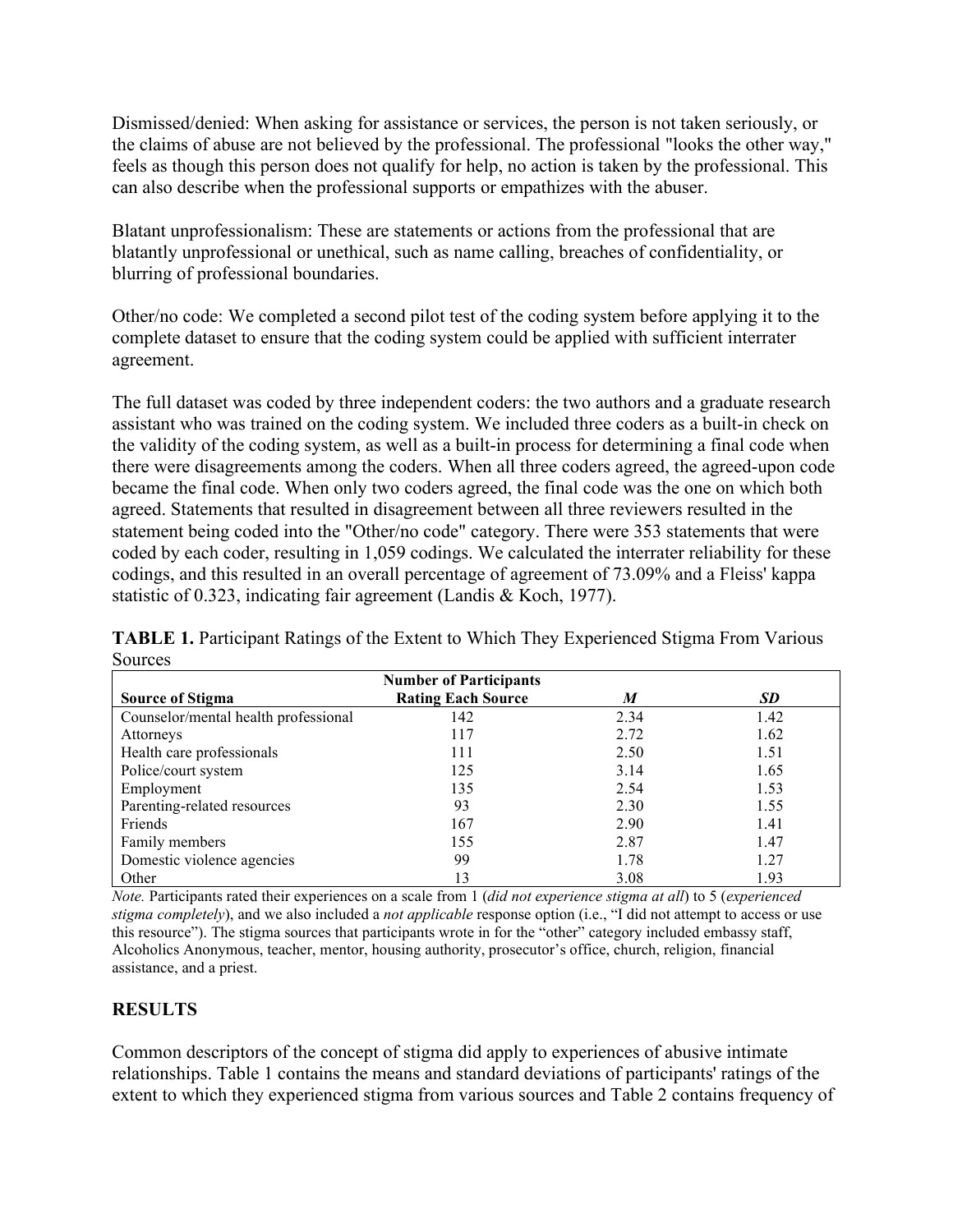Dismissed/denied: When asking for assistance or services, the person is not taken seriously, or the claims of abuse are not believed by the professional. The professional "looks the other way," feels as though this person does not qualify for help, no action is taken by the professional. This can also describe when the professional supports or empathizes with the abuser.

Blatant unprofessionalism: These are statements or actions from the professional that are blatantly unprofessional or unethical, such as name calling, breaches of confidentiality, or blurring of professional boundaries.

Other/no code: We completed a second pilot test of the coding system before applying it to the complete dataset to ensure that the coding system could be applied with sufficient interrater agreement.

The full dataset was coded by three independent coders: the two authors and a graduate research assistant who was trained on the coding system. We included three coders as a built-in check on the validity of the coding system, as well as a built-in process for determining a final code when there were disagreements among the coders. When all three coders agreed, the agreed-upon code became the final code. When only two coders agreed, the final code was the one on which both agreed. Statements that resulted in disagreement between all three reviewers resulted in the statement being coded into the "Other/no code" category. There were 353 statements that were coded by each coder, resulting in 1,059 codings. We calculated the interrater reliability for these codings, and this resulted in an overall percentage of agreement of 73.09% and a Fleiss' kappa statistic of 0.323, indicating fair agreement (Landis & Koch, 1977).

**TABLE 1.** Participant Ratings of the Extent to Which They Experienced Stigma From Various Sources

| Source of Stigma | Number of Participants Rating Each Source | *M* | *SD* |
|---|---|---|---|
| Counselor/mental health professional | 142 | 2.34 | 1.42 |
| Attorneys | 117 | 2.72 | 1.62 |
| Health care professionals | 111 | 2.50 | 1.51 |
| Police/court system | 125 | 3.14 | 1.65 |
| Employment | 135 | 2.54 | 1.53 |
| Parenting-related resources | 93 | 2.30 | 1.55 |
| Friends | 167 | 2.90 | 1.41 |
| Family members | 155 | 2.87 | 1.47 |
| Domestic violence agencies | 99 | 1.78 | 1.27 |
| Other | 13 | 3.08 | 1.93 |

*Note.* Participants rated their experiences on a scale from 1 (*did not experience stigma at all*) to 5 (*experienced stigma completely*), and we also included a *not applicable* response option (i.e., "I did not attempt to access or use this resource"). The stigma sources that participants wrote in for the "other" category included embassy staff, Alcoholics Anonymous, teacher, mentor, housing authority, prosecutor's office, church, religion, financial assistance, and a priest.

## RESULTS

Common descriptors of the concept of stigma did apply to experiences of abusive intimate relationships. Table 1 contains the means and standard deviations of participants' ratings of the extent to which they experienced stigma from various sources and Table 2 contains frequency of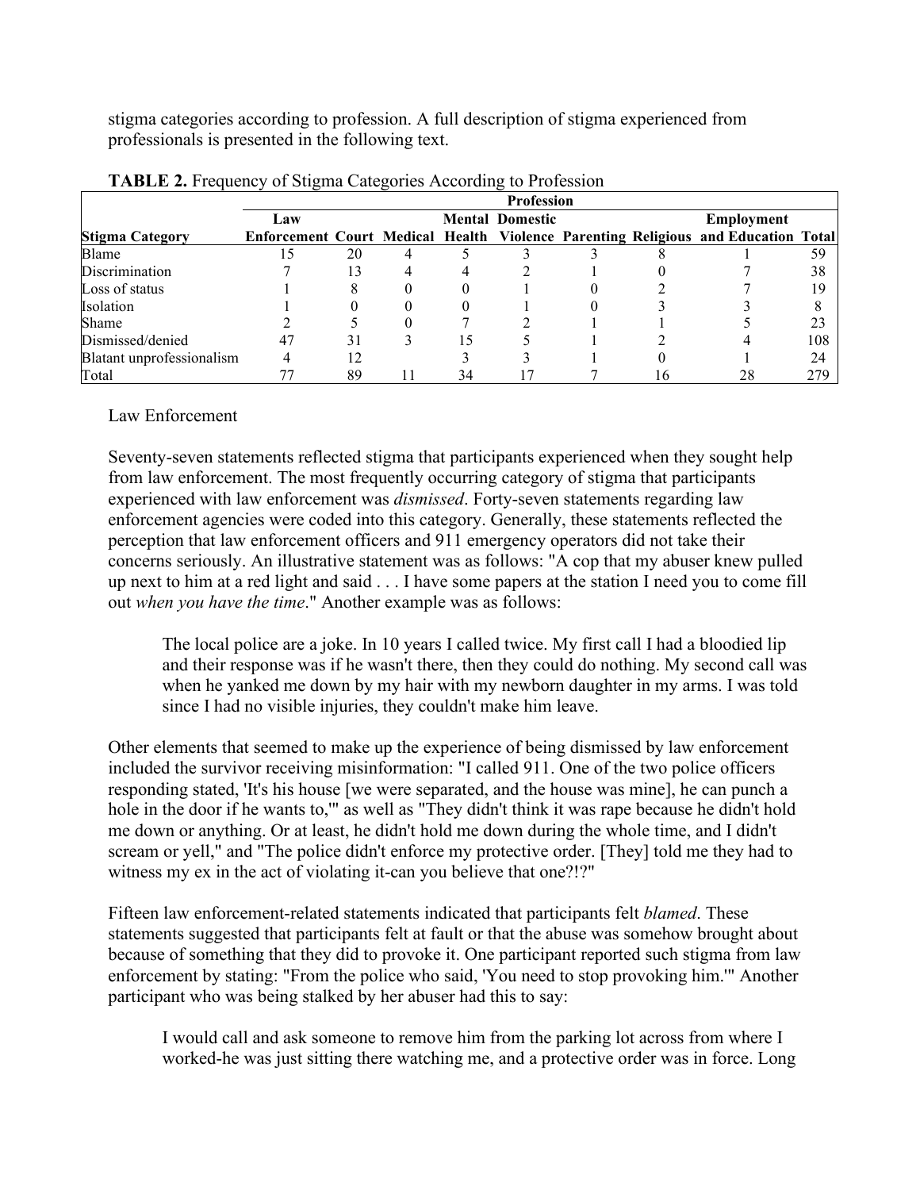stigma categories according to profession. A full description of stigma experienced from professionals is presented in the following text.

**TABLE 2.** Frequency of Stigma Categories According to Profession

| | Profession | | | | | | | | |
|---|---|---|---|---|---|---|---|---|---|
| **Stigma Category** | **Law Enforcement** | **Court** | **Medical** | **Mental Health** | **Domestic Violence** | **Parenting** | **Religious** | **Employment and Education** | **Total** |
| Blame | 15 | 20 | 4 | 5 | 3 | 3 | 8 | 1 | 59 |
| Discrimination | 7 | 13 | 4 | 4 | 2 | 1 | 0 | 7 | 38 |
| Loss of status | 1 | 8 | 0 | 0 | 1 | 0 | 2 | 7 | 19 |
| Isolation | 1 | 0 | 0 | 0 | 1 | 0 | 3 | 3 | 8 |
| Shame | 2 | 5 | 0 | 7 | 2 | 1 | 1 | 5 | 23 |
| Dismissed/denied | 47 | 31 | 3 | 15 | 5 | 1 | 2 | 4 | 108 |
| Blatant unprofessionalism | 4 | 12 | | 3 | 3 | 1 | 0 | 1 | 24 |
| Total | 77 | 89 | 11 | 34 | 17 | 7 | 16 | 28 | 279 |

Law Enforcement

Seventy-seven statements reflected stigma that participants experienced when they sought help from law enforcement. The most frequently occurring category of stigma that participants experienced with law enforcement was *dismissed*. Forty-seven statements regarding law enforcement agencies were coded into this category. Generally, these statements reflected the perception that law enforcement officers and 911 emergency operators did not take their concerns seriously. An illustrative statement was as follows: "A cop that my abuser knew pulled up next to him at a red light and said . . . I have some papers at the station I need you to come fill out *when you have the time*." Another example was as follows:

> The local police are a joke. In 10 years I called twice. My first call I had a bloodied lip and their response was if he wasn't there, then they could do nothing. My second call was when he yanked me down by my hair with my newborn daughter in my arms. I was told since I had no visible injuries, they couldn't make him leave.

Other elements that seemed to make up the experience of being dismissed by law enforcement included the survivor receiving misinformation: "I called 911. One of the two police officers responding stated, 'It's his house [we were separated, and the house was mine], he can punch a hole in the door if he wants to,'" as well as "They didn't think it was rape because he didn't hold me down or anything. Or at least, he didn't hold me down during the whole time, and I didn't scream or yell," and "The police didn't enforce my protective order. [They] told me they had to witness my ex in the act of violating it-can you believe that one?!?"

Fifteen law enforcement-related statements indicated that participants felt *blamed*. These statements suggested that participants felt at fault or that the abuse was somehow brought about because of something that they did to provoke it. One participant reported such stigma from law enforcement by stating: "From the police who said, 'You need to stop provoking him.'" Another participant who was being stalked by her abuser had this to say:

> I would call and ask someone to remove him from the parking lot across from where I worked-he was just sitting there watching me, and a protective order was in force. Long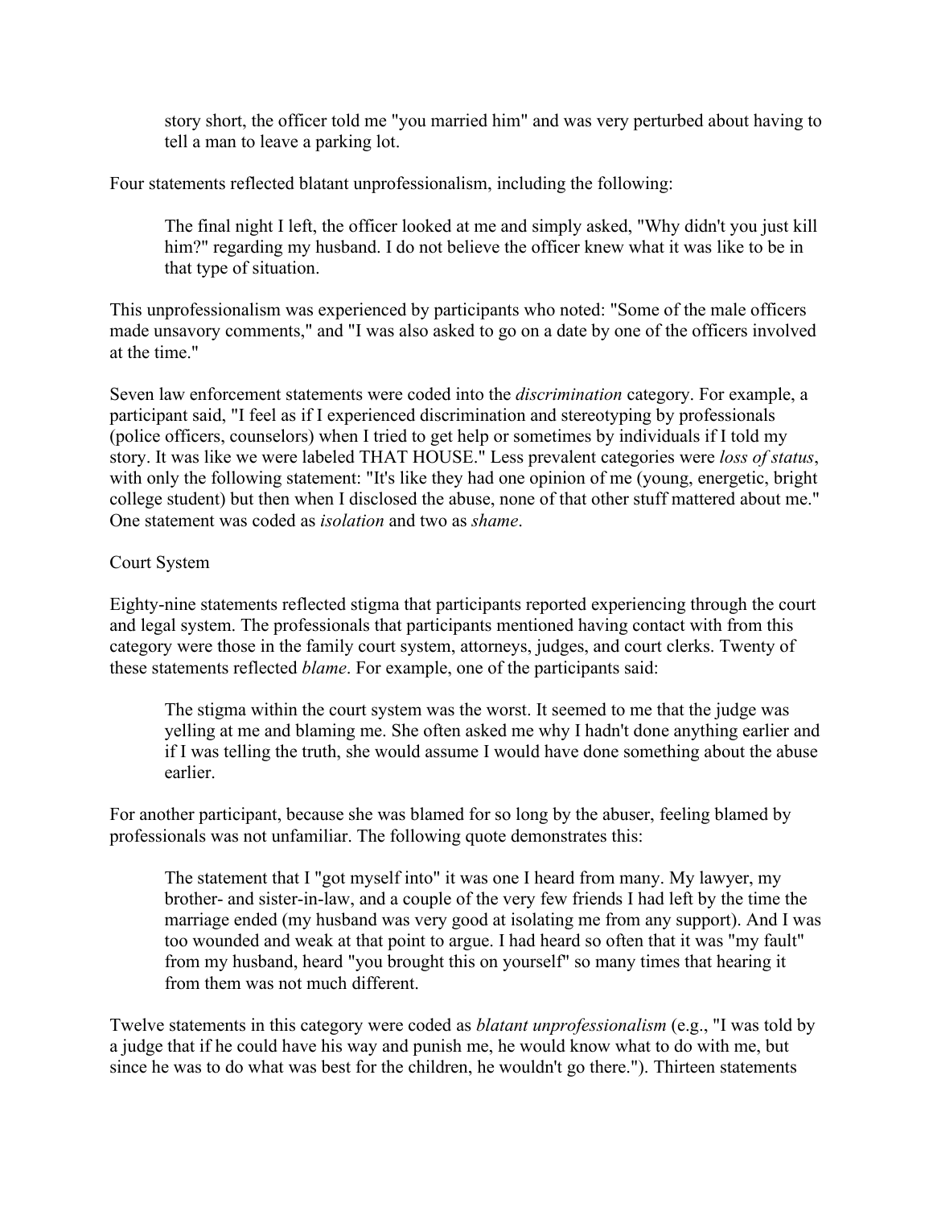> story short, the officer told me "you married him" and was very perturbed about having to tell a man to leave a parking lot.

Four statements reflected blatant unprofessionalism, including the following:

> The final night I left, the officer looked at me and simply asked, "Why didn't you just kill him?" regarding my husband. I do not believe the officer knew what it was like to be in that type of situation.

This unprofessionalism was experienced by participants who noted: "Some of the male officers made unsavory comments," and "I was also asked to go on a date by one of the officers involved at the time."

Seven law enforcement statements were coded into the *discrimination* category. For example, a participant said, "I feel as if I experienced discrimination and stereotyping by professionals (police officers, counselors) when I tried to get help or sometimes by individuals if I told my story. It was like we were labeled THAT HOUSE." Less prevalent categories were *loss of status*, with only the following statement: "It's like they had one opinion of me (young, energetic, bright college student) but then when I disclosed the abuse, none of that other stuff mattered about me." One statement was coded as *isolation* and two as *shame*.

### Court System

Eighty-nine statements reflected stigma that participants reported experiencing through the court and legal system. The professionals that participants mentioned having contact with from this category were those in the family court system, attorneys, judges, and court clerks. Twenty of these statements reflected *blame*. For example, one of the participants said:

> The stigma within the court system was the worst. It seemed to me that the judge was yelling at me and blaming me. She often asked me why I hadn't done anything earlier and if I was telling the truth, she would assume I would have done something about the abuse earlier.

For another participant, because she was blamed for so long by the abuser, feeling blamed by professionals was not unfamiliar. The following quote demonstrates this:

> The statement that I "got myself into" it was one I heard from many. My lawyer, my brother- and sister-in-law, and a couple of the very few friends I had left by the time the marriage ended (my husband was very good at isolating me from any support). And I was too wounded and weak at that point to argue. I had heard so often that it was "my fault" from my husband, heard "you brought this on yourself" so many times that hearing it from them was not much different.

Twelve statements in this category were coded as *blatant unprofessionalism* (e.g., "I was told by a judge that if he could have his way and punish me, he would know what to do with me, but since he was to do what was best for the children, he wouldn't go there."). Thirteen statements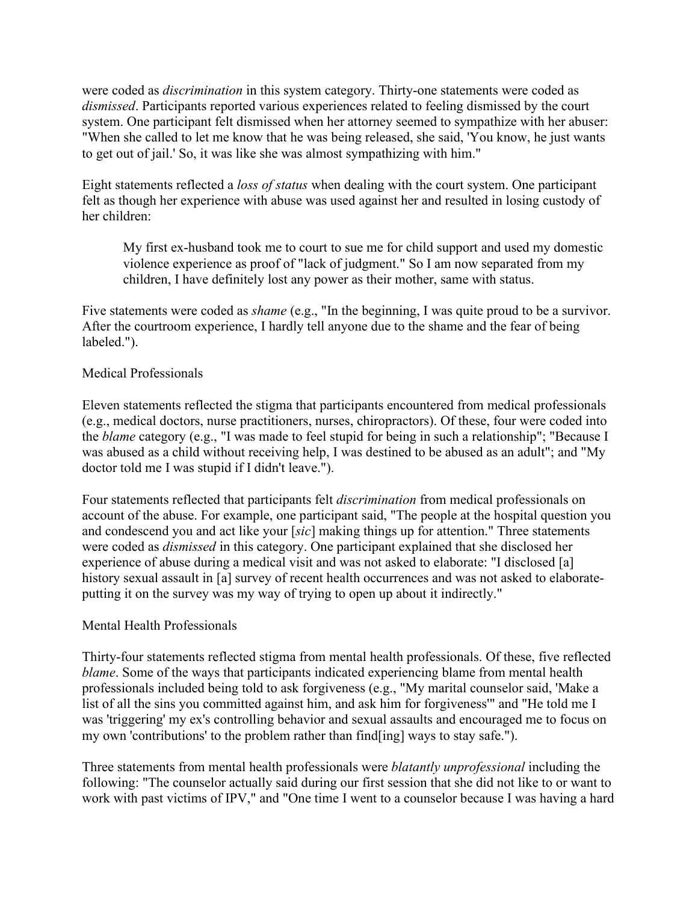were coded as *discrimination* in this system category. Thirty-one statements were coded as *dismissed*. Participants reported various experiences related to feeling dismissed by the court system. One participant felt dismissed when her attorney seemed to sympathize with her abuser: "When she called to let me know that he was being released, she said, 'You know, he just wants to get out of jail.' So, it was like she was almost sympathizing with him."

Eight statements reflected a *loss of status* when dealing with the court system. One participant felt as though her experience with abuse was used against her and resulted in losing custody of her children:

> My first ex-husband took me to court to sue me for child support and used my domestic violence experience as proof of "lack of judgment." So I am now separated from my children, I have definitely lost any power as their mother, same with status.

Five statements were coded as *shame* (e.g., "In the beginning, I was quite proud to be a survivor. After the courtroom experience, I hardly tell anyone due to the shame and the fear of being labeled.").

### Medical Professionals

Eleven statements reflected the stigma that participants encountered from medical professionals (e.g., medical doctors, nurse practitioners, nurses, chiropractors). Of these, four were coded into the *blame* category (e.g., "I was made to feel stupid for being in such a relationship"; "Because I was abused as a child without receiving help, I was destined to be abused as an adult"; and "My doctor told me I was stupid if I didn't leave.").

Four statements reflected that participants felt *discrimination* from medical professionals on account of the abuse. For example, one participant said, "The people at the hospital question you and condescend you and act like your [*sic*] making things up for attention." Three statements were coded as *dismissed* in this category. One participant explained that she disclosed her experience of abuse during a medical visit and was not asked to elaborate: "I disclosed [a] history sexual assault in [a] survey of recent health occurrences and was not asked to elaborate-putting it on the survey was my way of trying to open up about it indirectly."

### Mental Health Professionals

Thirty-four statements reflected stigma from mental health professionals. Of these, five reflected *blame*. Some of the ways that participants indicated experiencing blame from mental health professionals included being told to ask forgiveness (e.g., "My marital counselor said, 'Make a list of all the sins you committed against him, and ask him for forgiveness'" and "He told me I was 'triggering' my ex's controlling behavior and sexual assaults and encouraged me to focus on my own 'contributions' to the problem rather than find[ing] ways to stay safe.").

Three statements from mental health professionals were *blatantly unprofessional* including the following: "The counselor actually said during our first session that she did not like to or want to work with past victims of IPV," and "One time I went to a counselor because I was having a hard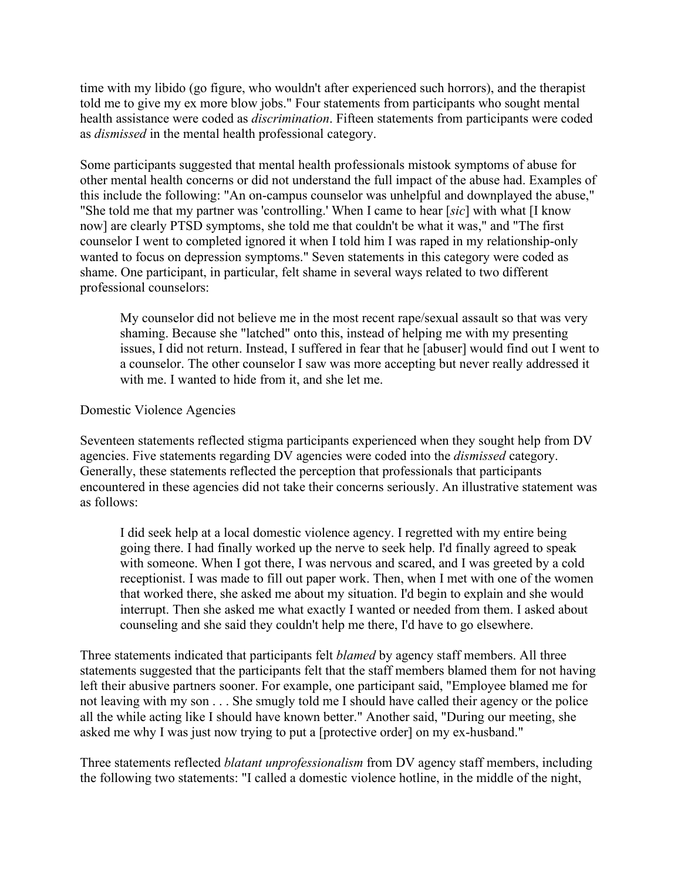time with my libido (go figure, who wouldn't after experienced such horrors), and the therapist told me to give my ex more blow jobs." Four statements from participants who sought mental health assistance were coded as *discrimination*. Fifteen statements from participants were coded as *dismissed* in the mental health professional category.

Some participants suggested that mental health professionals mistook symptoms of abuse for other mental health concerns or did not understand the full impact of the abuse had. Examples of this include the following: "An on-campus counselor was unhelpful and downplayed the abuse," "She told me that my partner was 'controlling.' When I came to hear [*sic*] with what [I know now] are clearly PTSD symptoms, she told me that couldn't be what it was," and "The first counselor I went to completed ignored it when I told him I was raped in my relationship-only wanted to focus on depression symptoms." Seven statements in this category were coded as shame. One participant, in particular, felt shame in several ways related to two different professional counselors:

> My counselor did not believe me in the most recent rape/sexual assault so that was very shaming. Because she "latched" onto this, instead of helping me with my presenting issues, I did not return. Instead, I suffered in fear that he [abuser] would find out I went to a counselor. The other counselor I saw was more accepting but never really addressed it with me. I wanted to hide from it, and she let me.

Domestic Violence Agencies

Seventeen statements reflected stigma participants experienced when they sought help from DV agencies. Five statements regarding DV agencies were coded into the *dismissed* category. Generally, these statements reflected the perception that professionals that participants encountered in these agencies did not take their concerns seriously. An illustrative statement was as follows:

> I did seek help at a local domestic violence agency. I regretted with my entire being going there. I had finally worked up the nerve to seek help. I'd finally agreed to speak with someone. When I got there, I was nervous and scared, and I was greeted by a cold receptionist. I was made to fill out paper work. Then, when I met with one of the women that worked there, she asked me about my situation. I'd begin to explain and she would interrupt. Then she asked me what exactly I wanted or needed from them. I asked about counseling and she said they couldn't help me there, I'd have to go elsewhere.

Three statements indicated that participants felt *blamed* by agency staff members. All three statements suggested that the participants felt that the staff members blamed them for not having left their abusive partners sooner. For example, one participant said, "Employee blamed me for not leaving with my son . . . She smugly told me I should have called their agency or the police all the while acting like I should have known better." Another said, "During our meeting, she asked me why I was just now trying to put a [protective order] on my ex-husband."

Three statements reflected *blatant unprofessionalism* from DV agency staff members, including the following two statements: "I called a domestic violence hotline, in the middle of the night,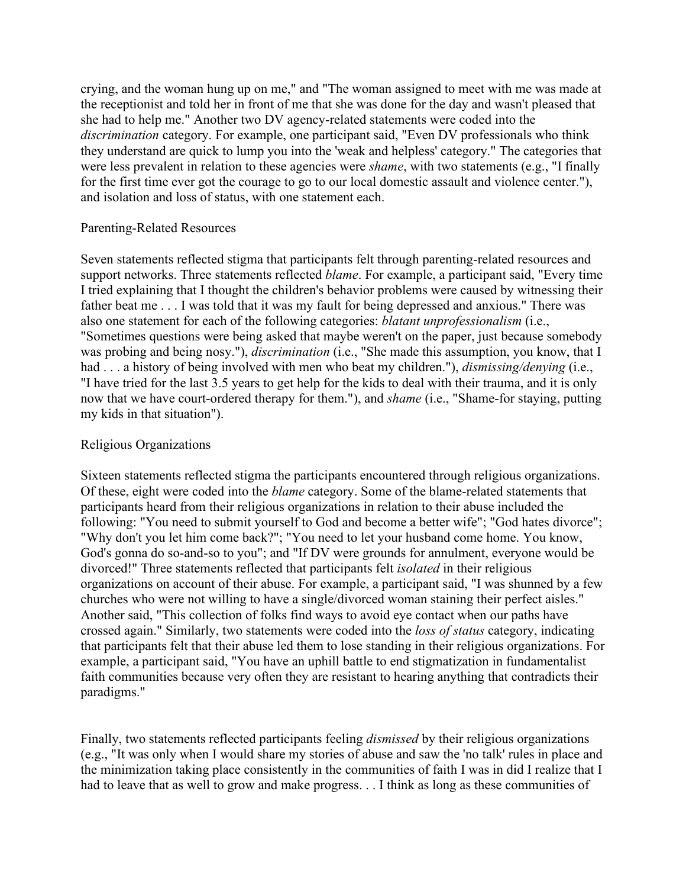crying, and the woman hung up on me," and "The woman assigned to meet with me was made at the receptionist and told her in front of me that she was done for the day and wasn't pleased that she had to help me." Another two DV agency-related statements were coded into the *discrimination* category. For example, one participant said, "Even DV professionals who think they understand are quick to lump you into the 'weak and helpless' category." The categories that were less prevalent in relation to these agencies were *shame*, with two statements (e.g., "I finally for the first time ever got the courage to go to our local domestic assault and violence center."), and isolation and loss of status, with one statement each.

## Parenting-Related Resources

Seven statements reflected stigma that participants felt through parenting-related resources and support networks. Three statements reflected *blame*. For example, a participant said, "Every time I tried explaining that I thought the children's behavior problems were caused by witnessing their father beat me . . . I was told that it was my fault for being depressed and anxious." There was also one statement for each of the following categories: *blatant unprofessionalism* (i.e., "Sometimes questions were being asked that maybe weren't on the paper, just because somebody was probing and being nosy."), *discrimination* (i.e., "She made this assumption, you know, that I had . . . a history of being involved with men who beat my children."), *dismissing/denying* (i.e., "I have tried for the last 3.5 years to get help for the kids to deal with their trauma, and it is only now that we have court-ordered therapy for them."), and *shame* (i.e., "Shame-for staying, putting my kids in that situation").

## Religious Organizations

Sixteen statements reflected stigma the participants encountered through religious organizations. Of these, eight were coded into the *blame* category. Some of the blame-related statements that participants heard from their religious organizations in relation to their abuse included the following: "You need to submit yourself to God and become a better wife"; "God hates divorce"; "Why don't you let him come back?"; "You need to let your husband come home. You know, God's gonna do so-and-so to you"; and "If DV were grounds for annulment, everyone would be divorced!" Three statements reflected that participants felt *isolated* in their religious organizations on account of their abuse. For example, a participant said, "I was shunned by a few churches who were not willing to have a single/divorced woman staining their perfect aisles." Another said, "This collection of folks find ways to avoid eye contact when our paths have crossed again." Similarly, two statements were coded into the *loss of status* category, indicating that participants felt that their abuse led them to lose standing in their religious organizations. For example, a participant said, "You have an uphill battle to end stigmatization in fundamentalist faith communities because very often they are resistant to hearing anything that contradicts their paradigms."

Finally, two statements reflected participants feeling *dismissed* by their religious organizations (e.g., "It was only when I would share my stories of abuse and saw the 'no talk' rules in place and the minimization taking place consistently in the communities of faith I was in did I realize that I had to leave that as well to grow and make progress. . . I think as long as these communities of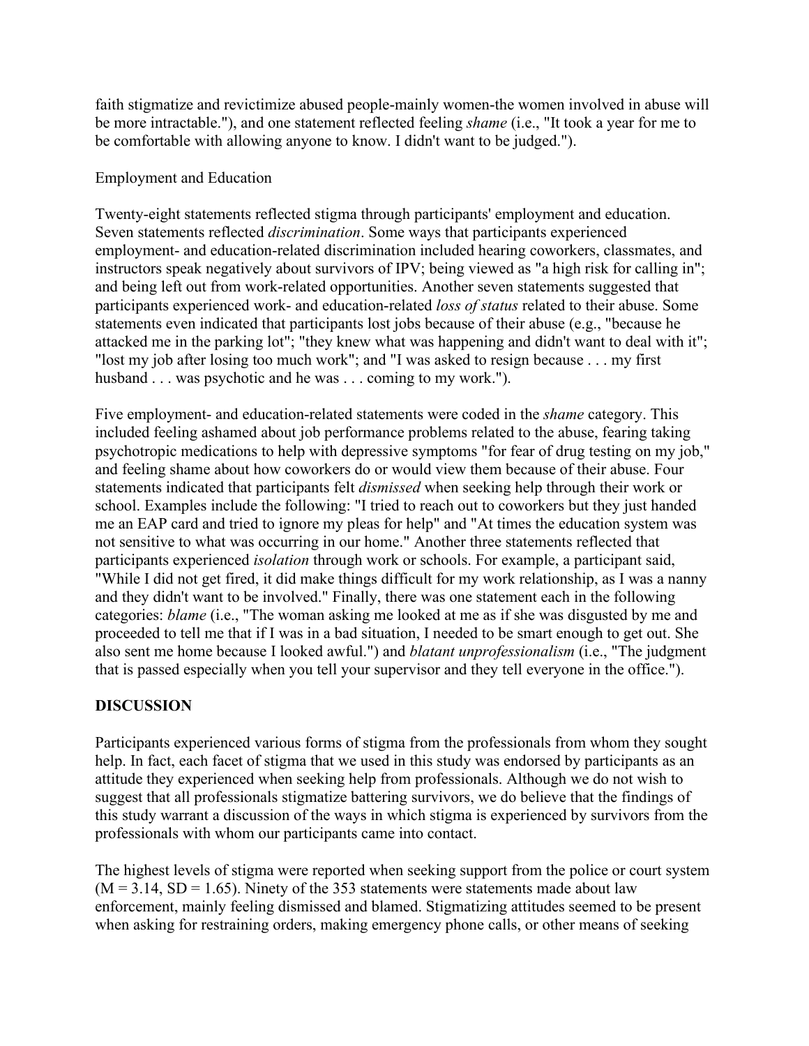faith stigmatize and revictimize abused people-mainly women-the women involved in abuse will be more intractable."), and one statement reflected feeling *shame* (i.e., "It took a year for me to be comfortable with allowing anyone to know. I didn't want to be judged.").

Employment and Education

Twenty-eight statements reflected stigma through participants' employment and education. Seven statements reflected *discrimination*. Some ways that participants experienced employment- and education-related discrimination included hearing coworkers, classmates, and instructors speak negatively about survivors of IPV; being viewed as "a high risk for calling in"; and being left out from work-related opportunities. Another seven statements suggested that participants experienced work- and education-related *loss of status* related to their abuse. Some statements even indicated that participants lost jobs because of their abuse (e.g., "because he attacked me in the parking lot"; "they knew what was happening and didn't want to deal with it"; "lost my job after losing too much work"; and "I was asked to resign because . . . my first husband . . . was psychotic and he was . . . coming to my work.").

Five employment- and education-related statements were coded in the *shame* category. This included feeling ashamed about job performance problems related to the abuse, fearing taking psychotropic medications to help with depressive symptoms "for fear of drug testing on my job," and feeling shame about how coworkers do or would view them because of their abuse. Four statements indicated that participants felt *dismissed* when seeking help through their work or school. Examples include the following: "I tried to reach out to coworkers but they just handed me an EAP card and tried to ignore my pleas for help" and "At times the education system was not sensitive to what was occurring in our home." Another three statements reflected that participants experienced *isolation* through work or schools. For example, a participant said, "While I did not get fired, it did make things difficult for my work relationship, as I was a nanny and they didn't want to be involved." Finally, there was one statement each in the following categories: *blame* (i.e., "The woman asking me looked at me as if she was disgusted by me and proceeded to tell me that if I was in a bad situation, I needed to be smart enough to get out. She also sent me home because I looked awful.") and *blatant unprofessionalism* (i.e., "The judgment that is passed especially when you tell your supervisor and they tell everyone in the office.").

## DISCUSSION

Participants experienced various forms of stigma from the professionals from whom they sought help. In fact, each facet of stigma that we used in this study was endorsed by participants as an attitude they experienced when seeking help from professionals. Although we do not wish to suggest that all professionals stigmatize battering survivors, we do believe that the findings of this study warrant a discussion of the ways in which stigma is experienced by survivors from the professionals with whom our participants came into contact.

The highest levels of stigma were reported when seeking support from the police or court system ($M = 3.14$, $SD = 1.65$). Ninety of the 353 statements were statements made about law enforcement, mainly feeling dismissed and blamed. Stigmatizing attitudes seemed to be present when asking for restraining orders, making emergency phone calls, or other means of seeking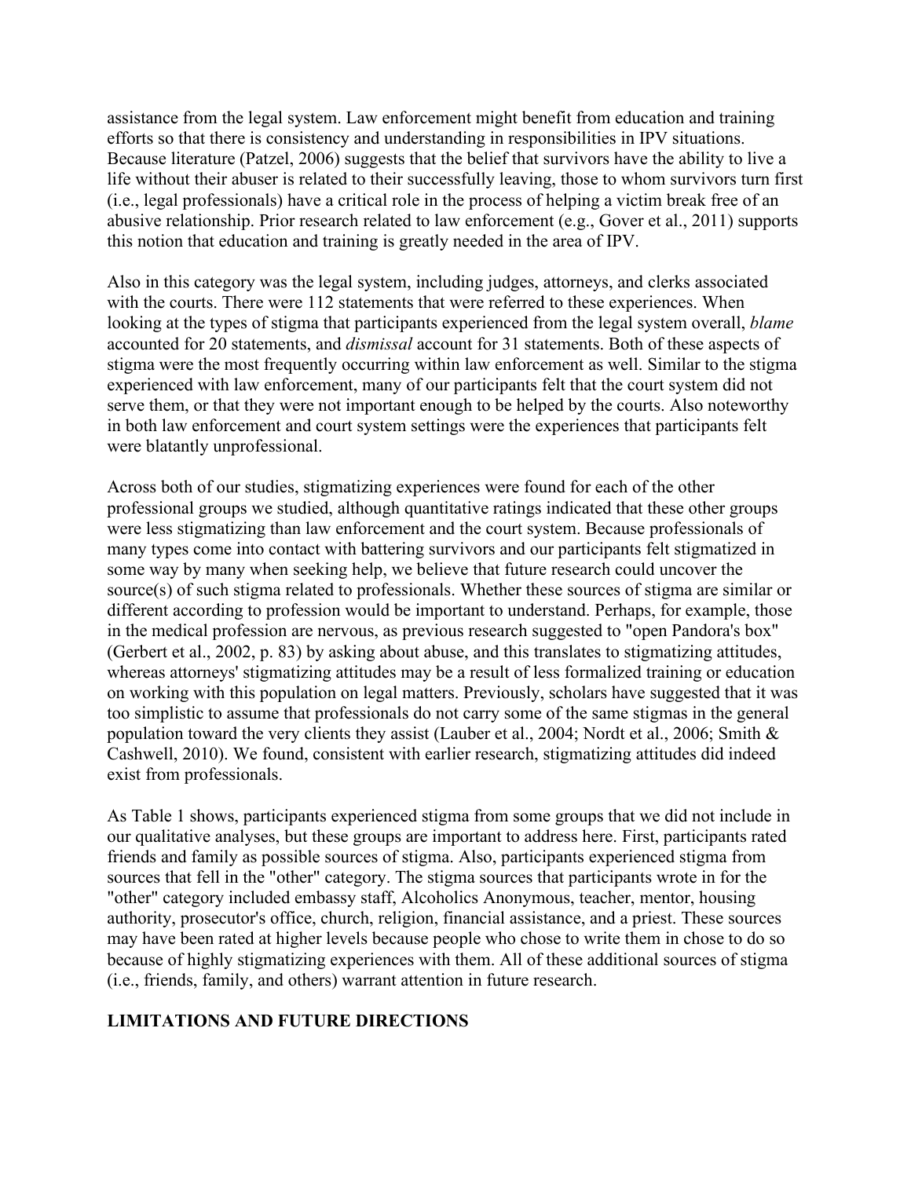assistance from the legal system. Law enforcement might benefit from education and training efforts so that there is consistency and understanding in responsibilities in IPV situations. Because literature (Patzel, 2006) suggests that the belief that survivors have the ability to live a life without their abuser is related to their successfully leaving, those to whom survivors turn first (i.e., legal professionals) have a critical role in the process of helping a victim break free of an abusive relationship. Prior research related to law enforcement (e.g., Gover et al., 2011) supports this notion that education and training is greatly needed in the area of IPV.

Also in this category was the legal system, including judges, attorneys, and clerks associated with the courts. There were 112 statements that were referred to these experiences. When looking at the types of stigma that participants experienced from the legal system overall, *blame* accounted for 20 statements, and *dismissal* account for 31 statements. Both of these aspects of stigma were the most frequently occurring within law enforcement as well. Similar to the stigma experienced with law enforcement, many of our participants felt that the court system did not serve them, or that they were not important enough to be helped by the courts. Also noteworthy in both law enforcement and court system settings were the experiences that participants felt were blatantly unprofessional.

Across both of our studies, stigmatizing experiences were found for each of the other professional groups we studied, although quantitative ratings indicated that these other groups were less stigmatizing than law enforcement and the court system. Because professionals of many types come into contact with battering survivors and our participants felt stigmatized in some way by many when seeking help, we believe that future research could uncover the source(s) of such stigma related to professionals. Whether these sources of stigma are similar or different according to profession would be important to understand. Perhaps, for example, those in the medical profession are nervous, as previous research suggested to "open Pandora's box" (Gerbert et al., 2002, p. 83) by asking about abuse, and this translates to stigmatizing attitudes, whereas attorneys' stigmatizing attitudes may be a result of less formalized training or education on working with this population on legal matters. Previously, scholars have suggested that it was too simplistic to assume that professionals do not carry some of the same stigmas in the general population toward the very clients they assist (Lauber et al., 2004; Nordt et al., 2006; Smith & Cashwell, 2010). We found, consistent with earlier research, stigmatizing attitudes did indeed exist from professionals.

As Table 1 shows, participants experienced stigma from some groups that we did not include in our qualitative analyses, but these groups are important to address here. First, participants rated friends and family as possible sources of stigma. Also, participants experienced stigma from sources that fell in the "other" category. The stigma sources that participants wrote in for the "other" category included embassy staff, Alcoholics Anonymous, teacher, mentor, housing authority, prosecutor's office, church, religion, financial assistance, and a priest. These sources may have been rated at higher levels because people who chose to write them in chose to do so because of highly stigmatizing experiences with them. All of these additional sources of stigma (i.e., friends, family, and others) warrant attention in future research.

## LIMITATIONS AND FUTURE DIRECTIONS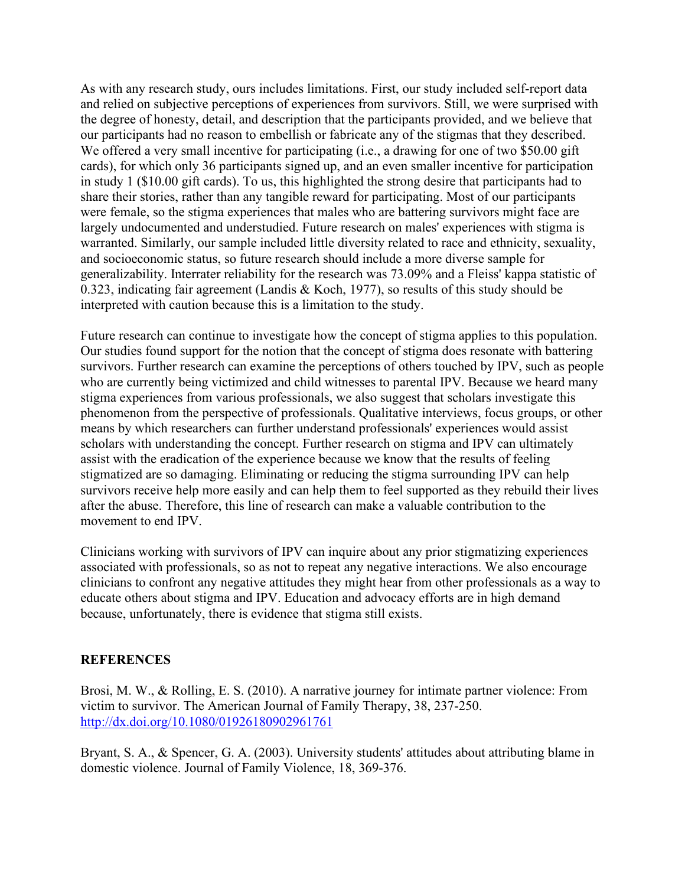As with any research study, ours includes limitations. First, our study included self-report data and relied on subjective perceptions of experiences from survivors. Still, we were surprised with the degree of honesty, detail, and description that the participants provided, and we believe that our participants had no reason to embellish or fabricate any of the stigmas that they described. We offered a very small incentive for participating (i.e., a drawing for one of two $50.00 gift cards), for which only 36 participants signed up, and an even smaller incentive for participation in study 1 ($10.00 gift cards). To us, this highlighted the strong desire that participants had to share their stories, rather than any tangible reward for participating. Most of our participants were female, so the stigma experiences that males who are battering survivors might face are largely undocumented and understudied. Future research on males' experiences with stigma is warranted. Similarly, our sample included little diversity related to race and ethnicity, sexuality, and socioeconomic status, so future research should include a more diverse sample for generalizability. Interrater reliability for the research was 73.09% and a Fleiss' kappa statistic of 0.323, indicating fair agreement (Landis & Koch, 1977), so results of this study should be interpreted with caution because this is a limitation to the study.

Future research can continue to investigate how the concept of stigma applies to this population. Our studies found support for the notion that the concept of stigma does resonate with battering survivors. Further research can examine the perceptions of others touched by IPV, such as people who are currently being victimized and child witnesses to parental IPV. Because we heard many stigma experiences from various professionals, we also suggest that scholars investigate this phenomenon from the perspective of professionals. Qualitative interviews, focus groups, or other means by which researchers can further understand professionals' experiences would assist scholars with understanding the concept. Further research on stigma and IPV can ultimately assist with the eradication of the experience because we know that the results of feeling stigmatized are so damaging. Eliminating or reducing the stigma surrounding IPV can help survivors receive help more easily and can help them to feel supported as they rebuild their lives after the abuse. Therefore, this line of research can make a valuable contribution to the movement to end IPV.

Clinicians working with survivors of IPV can inquire about any prior stigmatizing experiences associated with professionals, so as not to repeat any negative interactions. We also encourage clinicians to confront any negative attitudes they might hear from other professionals as a way to educate others about stigma and IPV. Education and advocacy efforts are in high demand because, unfortunately, there is evidence that stigma still exists.

## REFERENCES

Brosi, M. W., & Rolling, E. S. (2010). A narrative journey for intimate partner violence: From victim to survivor. The American Journal of Family Therapy, 38, 237-250. http://dx.doi.org/10.1080/01926180902961761

Bryant, S. A., & Spencer, G. A. (2003). University students' attitudes about attributing blame in domestic violence. Journal of Family Violence, 18, 369-376.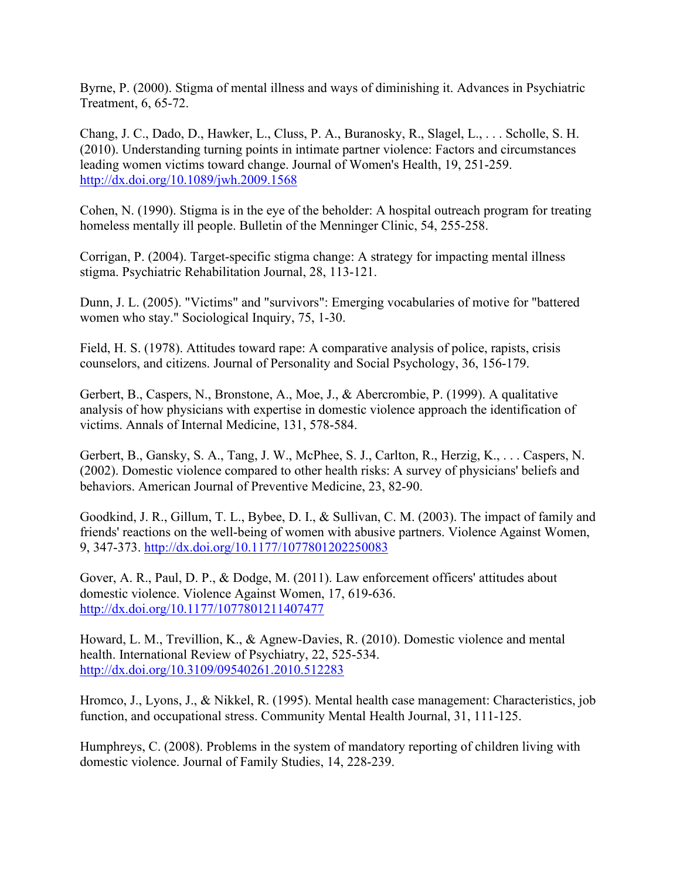Byrne, P. (2000). Stigma of mental illness and ways of diminishing it. Advances in Psychiatric Treatment, 6, 65-72.

Chang, J. C., Dado, D., Hawker, L., Cluss, P. A., Buranosky, R., Slagel, L., . . . Scholle, S. H. (2010). Understanding turning points in intimate partner violence: Factors and circumstances leading women victims toward change. Journal of Women's Health, 19, 251-259. http://dx.doi.org/10.1089/jwh.2009.1568

Cohen, N. (1990). Stigma is in the eye of the beholder: A hospital outreach program for treating homeless mentally ill people. Bulletin of the Menninger Clinic, 54, 255-258.

Corrigan, P. (2004). Target-specific stigma change: A strategy for impacting mental illness stigma. Psychiatric Rehabilitation Journal, 28, 113-121.

Dunn, J. L. (2005). "Victims" and "survivors": Emerging vocabularies of motive for "battered women who stay." Sociological Inquiry, 75, 1-30.

Field, H. S. (1978). Attitudes toward rape: A comparative analysis of police, rapists, crisis counselors, and citizens. Journal of Personality and Social Psychology, 36, 156-179.

Gerbert, B., Caspers, N., Bronstone, A., Moe, J., & Abercrombie, P. (1999). A qualitative analysis of how physicians with expertise in domestic violence approach the identification of victims. Annals of Internal Medicine, 131, 578-584.

Gerbert, B., Gansky, S. A., Tang, J. W., McPhee, S. J., Carlton, R., Herzig, K., . . . Caspers, N. (2002). Domestic violence compared to other health risks: A survey of physicians' beliefs and behaviors. American Journal of Preventive Medicine, 23, 82-90.

Goodkind, J. R., Gillum, T. L., Bybee, D. I., & Sullivan, C. M. (2003). The impact of family and friends' reactions on the well-being of women with abusive partners. Violence Against Women, 9, 347-373. http://dx.doi.org/10.1177/1077801202250083

Gover, A. R., Paul, D. P., & Dodge, M. (2011). Law enforcement officers' attitudes about domestic violence. Violence Against Women, 17, 619-636. http://dx.doi.org/10.1177/1077801211407477

Howard, L. M., Trevillion, K., & Agnew-Davies, R. (2010). Domestic violence and mental health. International Review of Psychiatry, 22, 525-534. http://dx.doi.org/10.3109/09540261.2010.512283

Hromco, J., Lyons, J., & Nikkel, R. (1995). Mental health case management: Characteristics, job function, and occupational stress. Community Mental Health Journal, 31, 111-125.

Humphreys, C. (2008). Problems in the system of mandatory reporting of children living with domestic violence. Journal of Family Studies, 14, 228-239.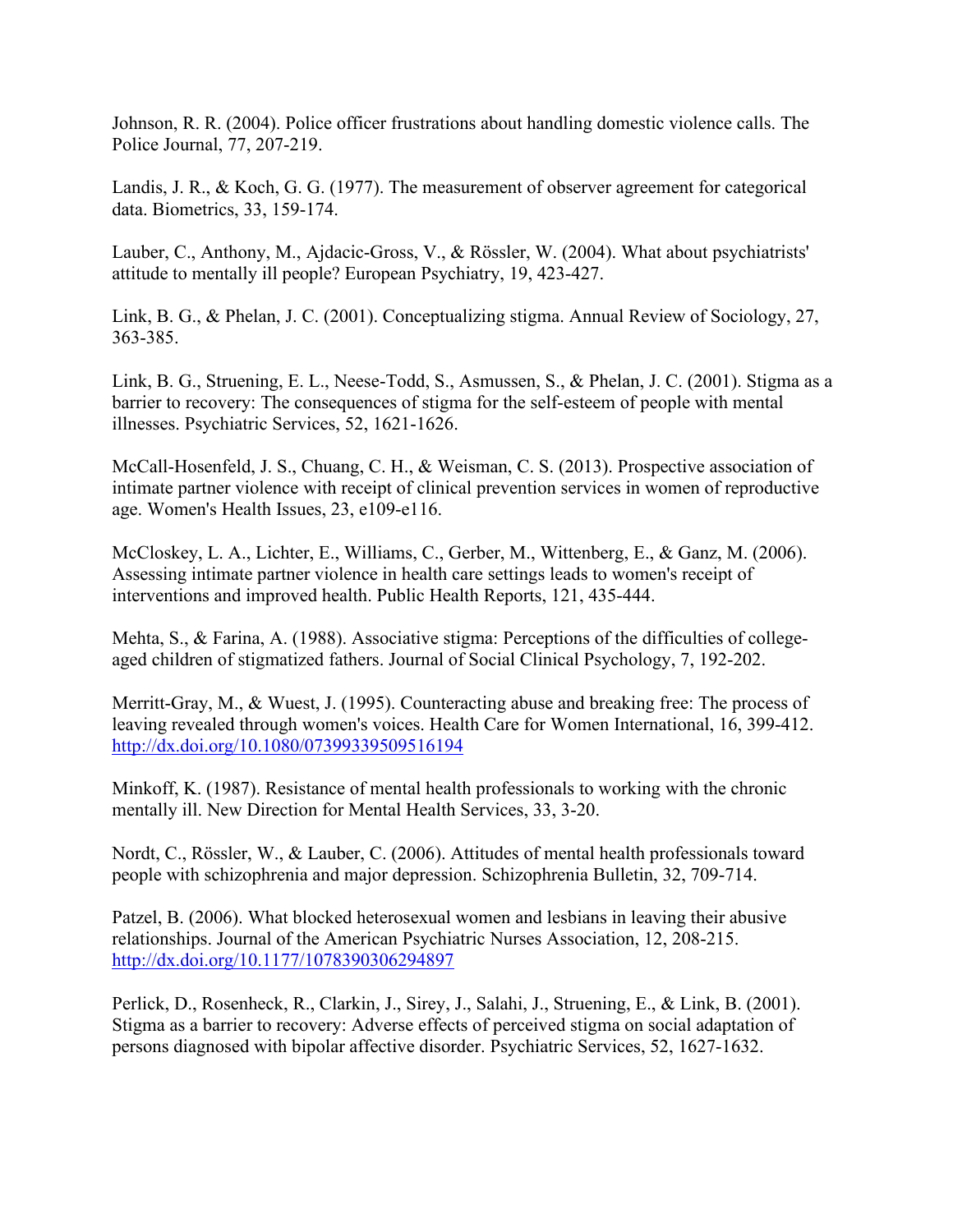Johnson, R. R. (2004). Police officer frustrations about handling domestic violence calls. The Police Journal, 77, 207-219.

Landis, J. R., & Koch, G. G. (1977). The measurement of observer agreement for categorical data. Biometrics, 33, 159-174.

Lauber, C., Anthony, M., Ajdacic-Gross, V., & Rössler, W. (2004). What about psychiatrists' attitude to mentally ill people? European Psychiatry, 19, 423-427.

Link, B. G., & Phelan, J. C. (2001). Conceptualizing stigma. Annual Review of Sociology, 27, 363-385.

Link, B. G., Struening, E. L., Neese-Todd, S., Asmussen, S., & Phelan, J. C. (2001). Stigma as a barrier to recovery: The consequences of stigma for the self-esteem of people with mental illnesses. Psychiatric Services, 52, 1621-1626.

McCall-Hosenfeld, J. S., Chuang, C. H., & Weisman, C. S. (2013). Prospective association of intimate partner violence with receipt of clinical prevention services in women of reproductive age. Women's Health Issues, 23, e109-e116.

McCloskey, L. A., Lichter, E., Williams, C., Gerber, M., Wittenberg, E., & Ganz, M. (2006). Assessing intimate partner violence in health care settings leads to women's receipt of interventions and improved health. Public Health Reports, 121, 435-444.

Mehta, S., & Farina, A. (1988). Associative stigma: Perceptions of the difficulties of college-aged children of stigmatized fathers. Journal of Social Clinical Psychology, 7, 192-202.

Merritt-Gray, M., & Wuest, J. (1995). Counteracting abuse and breaking free: The process of leaving revealed through women's voices. Health Care for Women International, 16, 399-412. http://dx.doi.org/10.1080/07399339509516194

Minkoff, K. (1987). Resistance of mental health professionals to working with the chronic mentally ill. New Direction for Mental Health Services, 33, 3-20.

Nordt, C., Rössler, W., & Lauber, C. (2006). Attitudes of mental health professionals toward people with schizophrenia and major depression. Schizophrenia Bulletin, 32, 709-714.

Patzel, B. (2006). What blocked heterosexual women and lesbians in leaving their abusive relationships. Journal of the American Psychiatric Nurses Association, 12, 208-215. http://dx.doi.org/10.1177/1078390306294897

Perlick, D., Rosenheck, R., Clarkin, J., Sirey, J., Salahi, J., Struening, E., & Link, B. (2001). Stigma as a barrier to recovery: Adverse effects of perceived stigma on social adaptation of persons diagnosed with bipolar affective disorder. Psychiatric Services, 52, 1627-1632.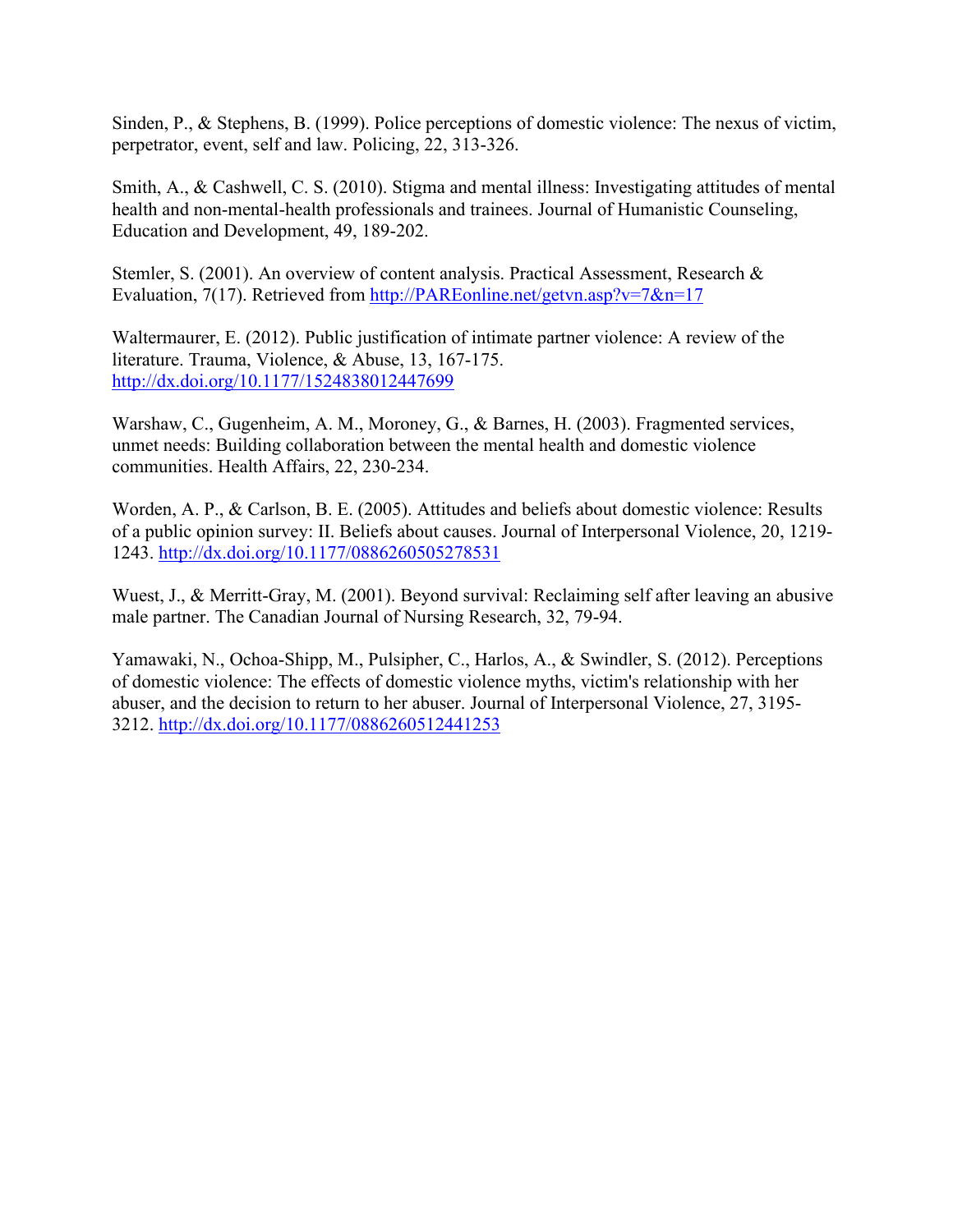Sinden, P., & Stephens, B. (1999). Police perceptions of domestic violence: The nexus of victim, perpetrator, event, self and law. Policing, 22, 313-326.

Smith, A., & Cashwell, C. S. (2010). Stigma and mental illness: Investigating attitudes of mental health and non-mental-health professionals and trainees. Journal of Humanistic Counseling, Education and Development, 49, 189-202.

Stemler, S. (2001). An overview of content analysis. Practical Assessment, Research & Evaluation, 7(17). Retrieved from http://PAREonline.net/getvn.asp?v=7&n=17

Waltermaurer, E. (2012). Public justification of intimate partner violence: A review of the literature. Trauma, Violence, & Abuse, 13, 167-175. http://dx.doi.org/10.1177/1524838012447699

Warshaw, C., Gugenheim, A. M., Moroney, G., & Barnes, H. (2003). Fragmented services, unmet needs: Building collaboration between the mental health and domestic violence communities. Health Affairs, 22, 230-234.

Worden, A. P., & Carlson, B. E. (2005). Attitudes and beliefs about domestic violence: Results of a public opinion survey: II. Beliefs about causes. Journal of Interpersonal Violence, 20, 1219-1243. http://dx.doi.org/10.1177/0886260505278531

Wuest, J., & Merritt-Gray, M. (2001). Beyond survival: Reclaiming self after leaving an abusive male partner. The Canadian Journal of Nursing Research, 32, 79-94.

Yamawaki, N., Ochoa-Shipp, M., Pulsipher, C., Harlos, A., & Swindler, S. (2012). Perceptions of domestic violence: The effects of domestic violence myths, victim's relationship with her abuser, and the decision to return to her abuser. Journal of Interpersonal Violence, 27, 3195-3212. http://dx.doi.org/10.1177/0886260512441253